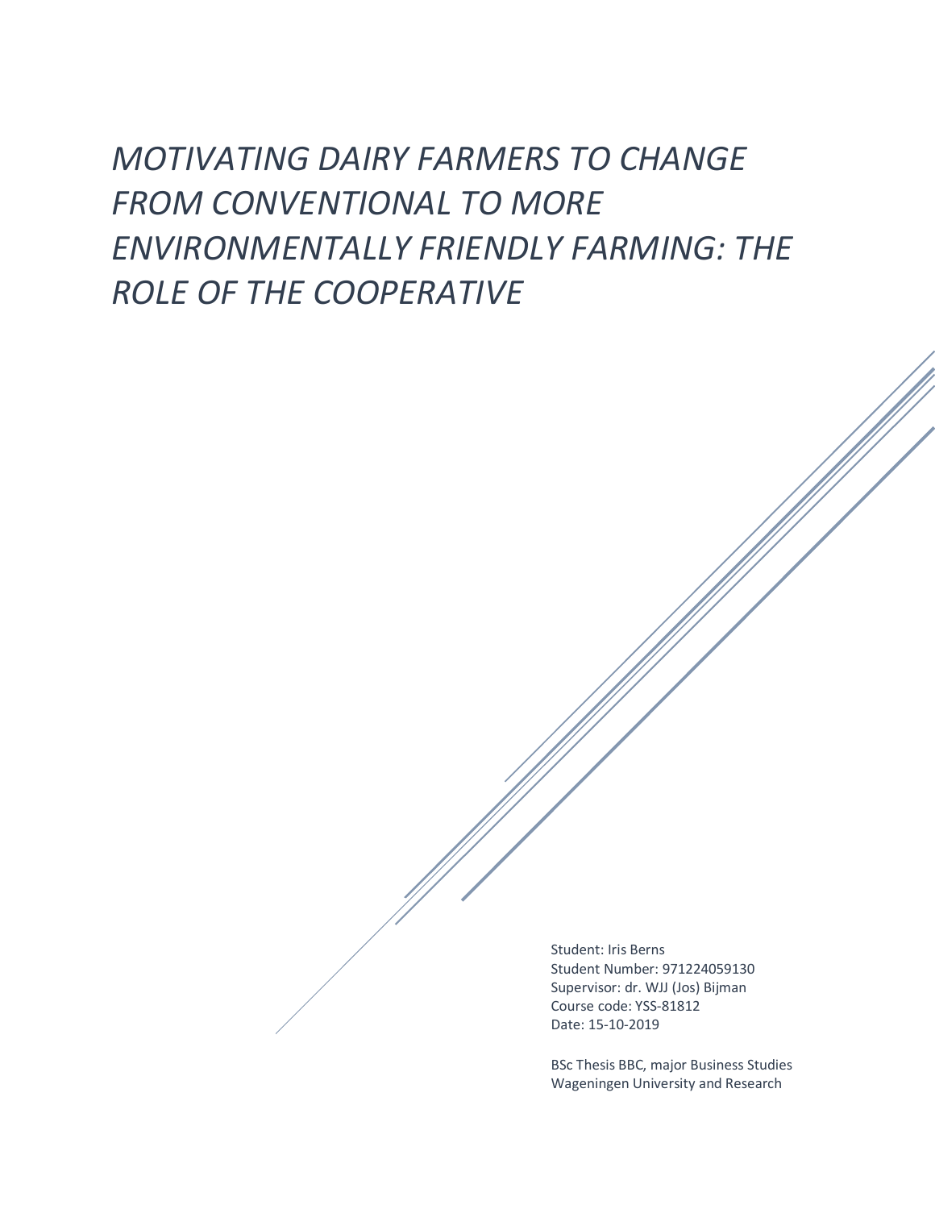# *MOTIVATING DAIRY FARMERS TO CHANGE FROM CONVENTIONAL TO MORE ENVIRONMENTALLY FRIENDLY FARMING: THE ROLE OF THE COOPERATIVE*

Student: Iris Berns
Student Number: 971224059130
Supervisor: dr. WJJ (Jos) Bijman
Course code: YSS-81812
Date: 15-10-2019

BSc Thesis BBC, major Business Studies
Wageningen University and Research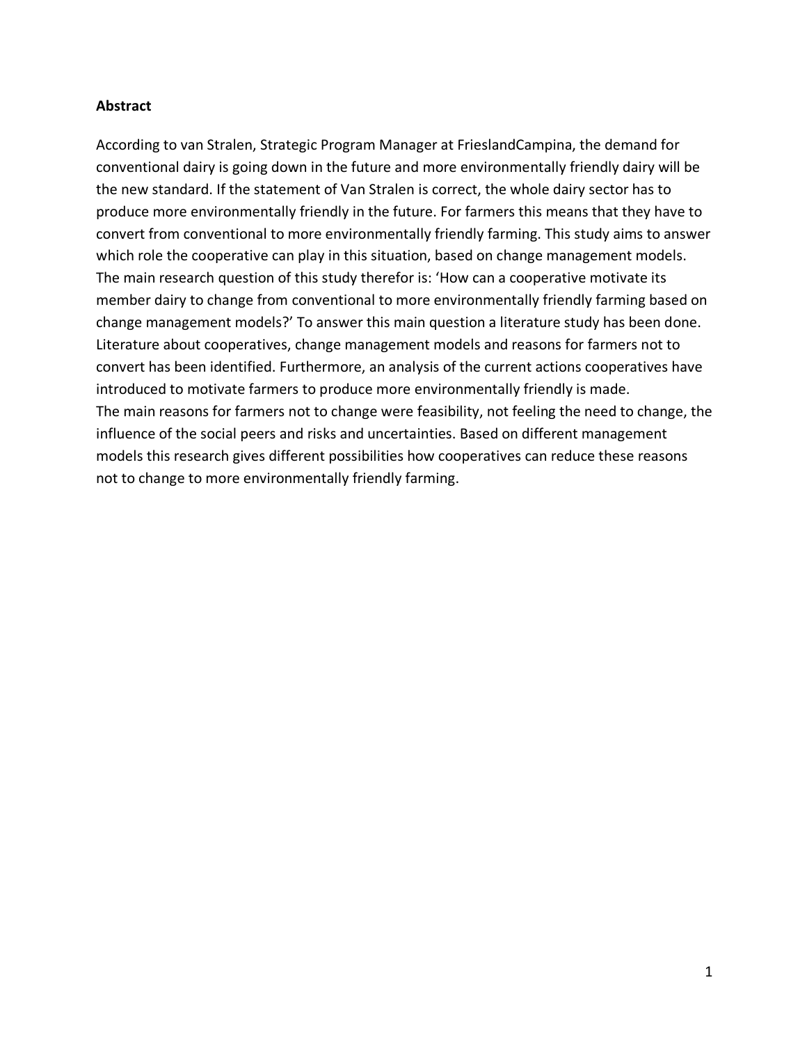**Abstract**

According to van Stralen, Strategic Program Manager at FrieslandCampina, the demand for conventional dairy is going down in the future and more environmentally friendly dairy will be the new standard. If the statement of Van Stralen is correct, the whole dairy sector has to produce more environmentally friendly in the future. For farmers this means that they have to convert from conventional to more environmentally friendly farming. This study aims to answer which role the cooperative can play in this situation, based on change management models. The main research question of this study therefor is: 'How can a cooperative motivate its member dairy to change from conventional to more environmentally friendly farming based on change management models?' To answer this main question a literature study has been done. Literature about cooperatives, change management models and reasons for farmers not to convert has been identified. Furthermore, an analysis of the current actions cooperatives have introduced to motivate farmers to produce more environmentally friendly is made.
The main reasons for farmers not to change were feasibility, not feeling the need to change, the influence of the social peers and risks and uncertainties. Based on different management models this research gives different possibilities how cooperatives can reduce these reasons not to change to more environmentally friendly farming.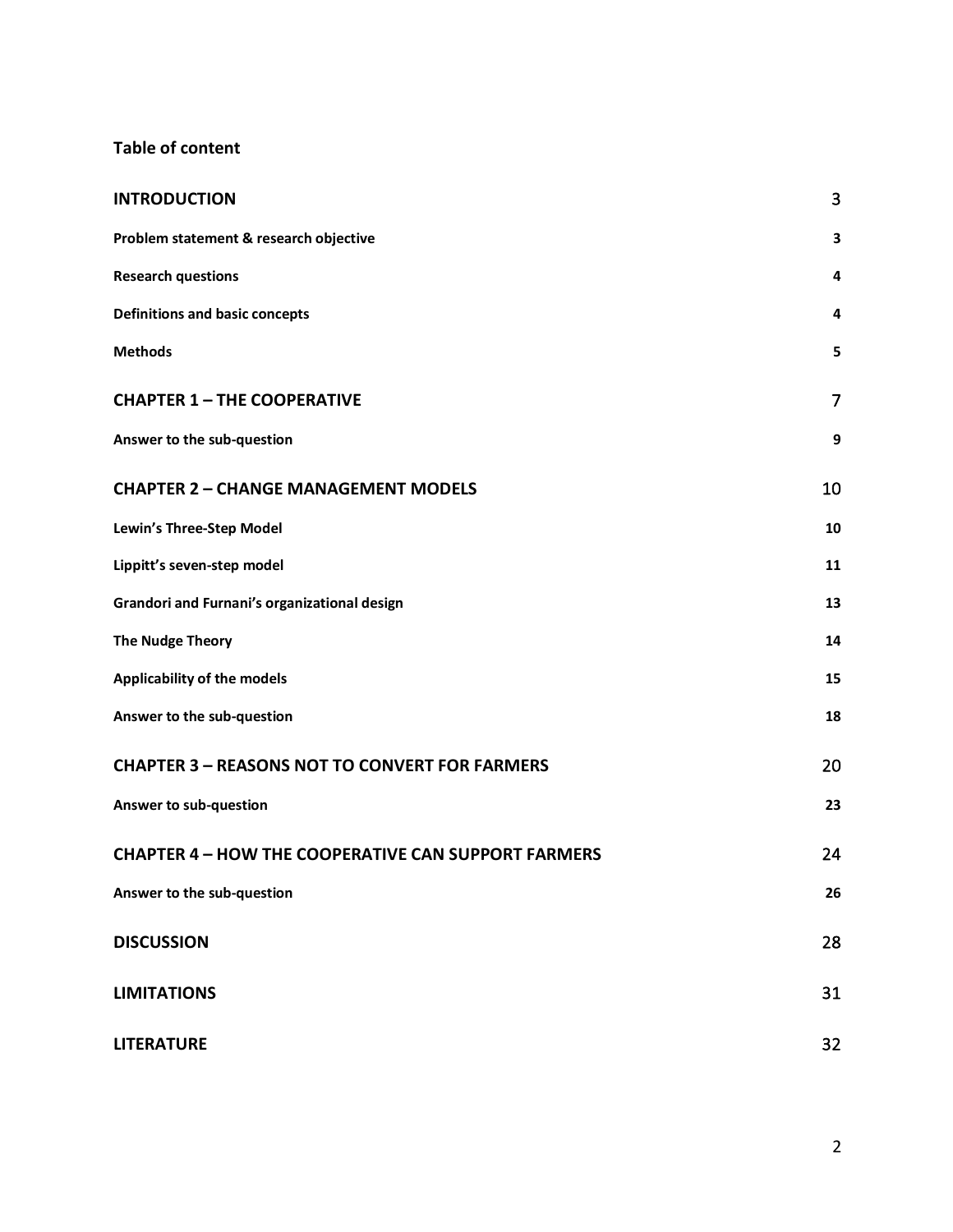**Table of content**

| | |
|---|---|
| **INTRODUCTION** | 3 |
| **Problem statement & research objective** | 3 |
| **Research questions** | 4 |
| **Definitions and basic concepts** | 4 |
| **Methods** | 5 |
| **CHAPTER 1 – THE COOPERATIVE** | 7 |
| **Answer to the sub-question** | 9 |
| **CHAPTER 2 – CHANGE MANAGEMENT MODELS** | 10 |
| **Lewin's Three-Step Model** | 10 |
| **Lippitt's seven-step model** | 11 |
| **Grandori and Furnani's organizational design** | 13 |
| **The Nudge Theory** | 14 |
| **Applicability of the models** | 15 |
| **Answer to the sub-question** | 18 |
| **CHAPTER 3 – REASONS NOT TO CONVERT FOR FARMERS** | 20 |
| **Answer to sub-question** | 23 |
| **CHAPTER 4 – HOW THE COOPERATIVE CAN SUPPORT FARMERS** | 24 |
| **Answer to the sub-question** | 26 |
| **DISCUSSION** | 28 |
| **LIMITATIONS** | 31 |
| **LITERATURE** | 32 |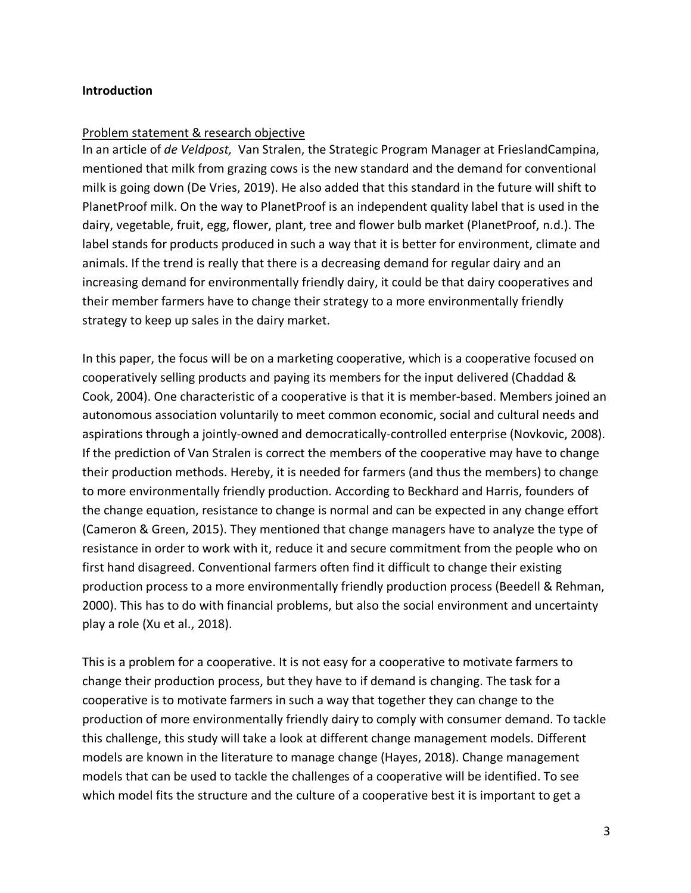**Introduction**

Problem statement & research objective

In an article of *de Veldpost,* Van Stralen, the Strategic Program Manager at FrieslandCampina, mentioned that milk from grazing cows is the new standard and the demand for conventional milk is going down (De Vries, 2019). He also added that this standard in the future will shift to PlanetProof milk. On the way to PlanetProof is an independent quality label that is used in the dairy, vegetable, fruit, egg, flower, plant, tree and flower bulb market (PlanetProof, n.d.). The label stands for products produced in such a way that it is better for environment, climate and animals. If the trend is really that there is a decreasing demand for regular dairy and an increasing demand for environmentally friendly dairy, it could be that dairy cooperatives and their member farmers have to change their strategy to a more environmentally friendly strategy to keep up sales in the dairy market.

In this paper, the focus will be on a marketing cooperative, which is a cooperative focused on cooperatively selling products and paying its members for the input delivered (Chaddad & Cook, 2004). One characteristic of a cooperative is that it is member-based. Members joined an autonomous association voluntarily to meet common economic, social and cultural needs and aspirations through a jointly-owned and democratically-controlled enterprise (Novkovic, 2008). If the prediction of Van Stralen is correct the members of the cooperative may have to change their production methods. Hereby, it is needed for farmers (and thus the members) to change to more environmentally friendly production. According to Beckhard and Harris, founders of the change equation, resistance to change is normal and can be expected in any change effort (Cameron & Green, 2015). They mentioned that change managers have to analyze the type of resistance in order to work with it, reduce it and secure commitment from the people who on first hand disagreed. Conventional farmers often find it difficult to change their existing production process to a more environmentally friendly production process (Beedell & Rehman, 2000). This has to do with financial problems, but also the social environment and uncertainty play a role (Xu et al., 2018).

This is a problem for a cooperative. It is not easy for a cooperative to motivate farmers to change their production process, but they have to if demand is changing. The task for a cooperative is to motivate farmers in such a way that together they can change to the production of more environmentally friendly dairy to comply with consumer demand. To tackle this challenge, this study will take a look at different change management models. Different models are known in the literature to manage change (Hayes, 2018). Change management models that can be used to tackle the challenges of a cooperative will be identified. To see which model fits the structure and the culture of a cooperative best it is important to get a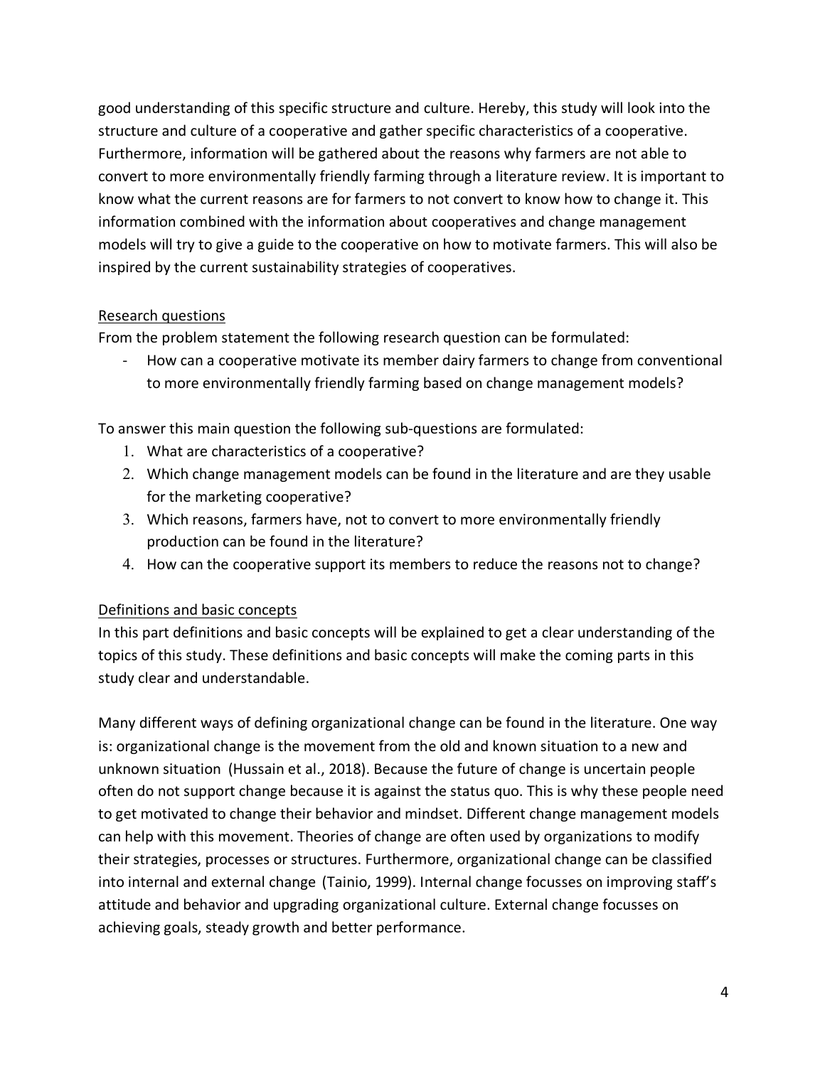good understanding of this specific structure and culture. Hereby, this study will look into the structure and culture of a cooperative and gather specific characteristics of a cooperative. Furthermore, information will be gathered about the reasons why farmers are not able to convert to more environmentally friendly farming through a literature review. It is important to know what the current reasons are for farmers to not convert to know how to change it. This information combined with the information about cooperatives and change management models will try to give a guide to the cooperative on how to motivate farmers. This will also be inspired by the current sustainability strategies of cooperatives.

## Research questions

From the problem statement the following research question can be formulated:

- How can a cooperative motivate its member dairy farmers to change from conventional to more environmentally friendly farming based on change management models?

To answer this main question the following sub-questions are formulated:

1. What are characteristics of a cooperative?
2. Which change management models can be found in the literature and are they usable for the marketing cooperative?
3. Which reasons, farmers have, not to convert to more environmentally friendly production can be found in the literature?
4. How can the cooperative support its members to reduce the reasons not to change?

## Definitions and basic concepts

In this part definitions and basic concepts will be explained to get a clear understanding of the topics of this study. These definitions and basic concepts will make the coming parts in this study clear and understandable.

Many different ways of defining organizational change can be found in the literature. One way is: organizational change is the movement from the old and known situation to a new and unknown situation (Hussain et al., 2018). Because the future of change is uncertain people often do not support change because it is against the status quo. This is why these people need to get motivated to change their behavior and mindset. Different change management models can help with this movement. Theories of change are often used by organizations to modify their strategies, processes or structures. Furthermore, organizational change can be classified into internal and external change (Tainio, 1999). Internal change focusses on improving staff's attitude and behavior and upgrading organizational culture. External change focusses on achieving goals, steady growth and better performance.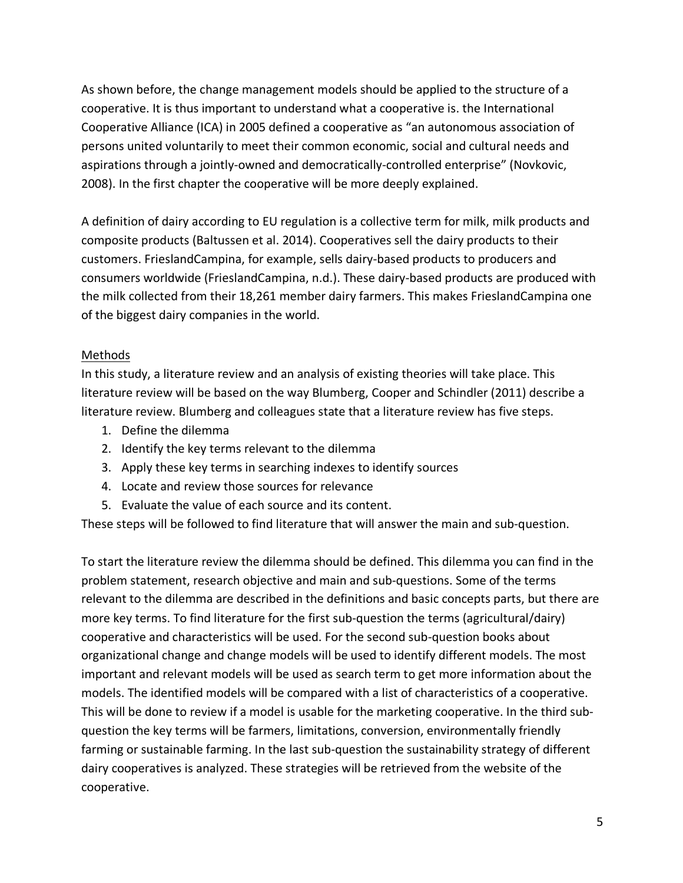As shown before, the change management models should be applied to the structure of a cooperative. It is thus important to understand what a cooperative is. the International Cooperative Alliance (ICA) in 2005 defined a cooperative as "an autonomous association of persons united voluntarily to meet their common economic, social and cultural needs and aspirations through a jointly-owned and democratically-controlled enterprise" (Novkovic, 2008). In the first chapter the cooperative will be more deeply explained.

A definition of dairy according to EU regulation is a collective term for milk, milk products and composite products (Baltussen et al. 2014). Cooperatives sell the dairy products to their customers. FrieslandCampina, for example, sells dairy-based products to producers and consumers worldwide (FrieslandCampina, n.d.). These dairy-based products are produced with the milk collected from their 18,261 member dairy farmers. This makes FrieslandCampina one of the biggest dairy companies in the world.

## Methods

In this study, a literature review and an analysis of existing theories will take place. This literature review will be based on the way Blumberg, Cooper and Schindler (2011) describe a literature review. Blumberg and colleagues state that a literature review has five steps.

1. Define the dilemma
2. Identify the key terms relevant to the dilemma
3. Apply these key terms in searching indexes to identify sources
4. Locate and review those sources for relevance
5. Evaluate the value of each source and its content.

These steps will be followed to find literature that will answer the main and sub-question.

To start the literature review the dilemma should be defined. This dilemma you can find in the problem statement, research objective and main and sub-questions. Some of the terms relevant to the dilemma are described in the definitions and basic concepts parts, but there are more key terms. To find literature for the first sub-question the terms (agricultural/dairy) cooperative and characteristics will be used. For the second sub-question books about organizational change and change models will be used to identify different models. The most important and relevant models will be used as search term to get more information about the models. The identified models will be compared with a list of characteristics of a cooperative. This will be done to review if a model is usable for the marketing cooperative. In the third sub-question the key terms will be farmers, limitations, conversion, environmentally friendly farming or sustainable farming. In the last sub-question the sustainability strategy of different dairy cooperatives is analyzed. These strategies will be retrieved from the website of the cooperative.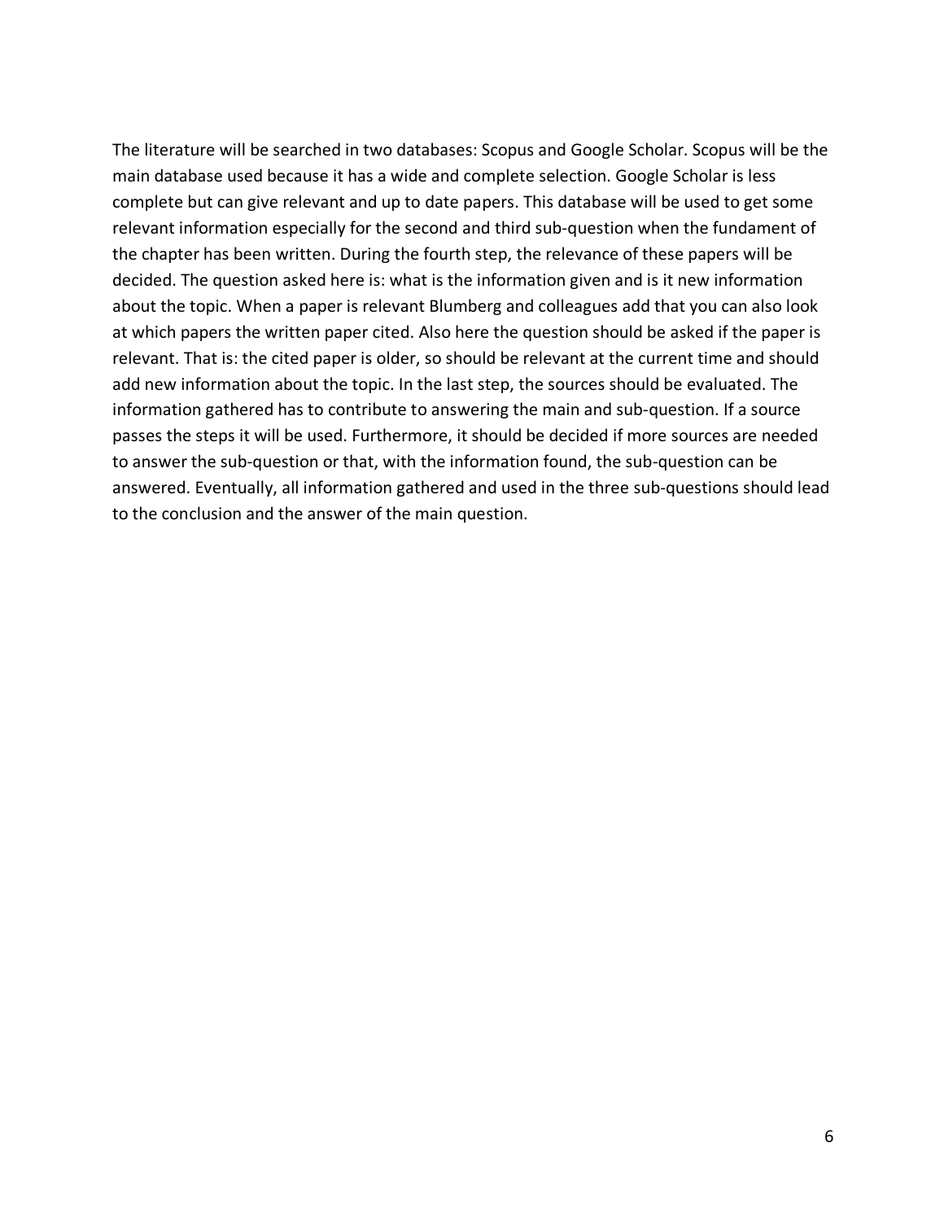The literature will be searched in two databases: Scopus and Google Scholar. Scopus will be the main database used because it has a wide and complete selection. Google Scholar is less complete but can give relevant and up to date papers. This database will be used to get some relevant information especially for the second and third sub-question when the fundament of the chapter has been written. During the fourth step, the relevance of these papers will be decided. The question asked here is: what is the information given and is it new information about the topic. When a paper is relevant Blumberg and colleagues add that you can also look at which papers the written paper cited. Also here the question should be asked if the paper is relevant. That is: the cited paper is older, so should be relevant at the current time and should add new information about the topic. In the last step, the sources should be evaluated. The information gathered has to contribute to answering the main and sub-question. If a source passes the steps it will be used. Furthermore, it should be decided if more sources are needed to answer the sub-question or that, with the information found, the sub-question can be answered. Eventually, all information gathered and used in the three sub-questions should lead to the conclusion and the answer of the main question.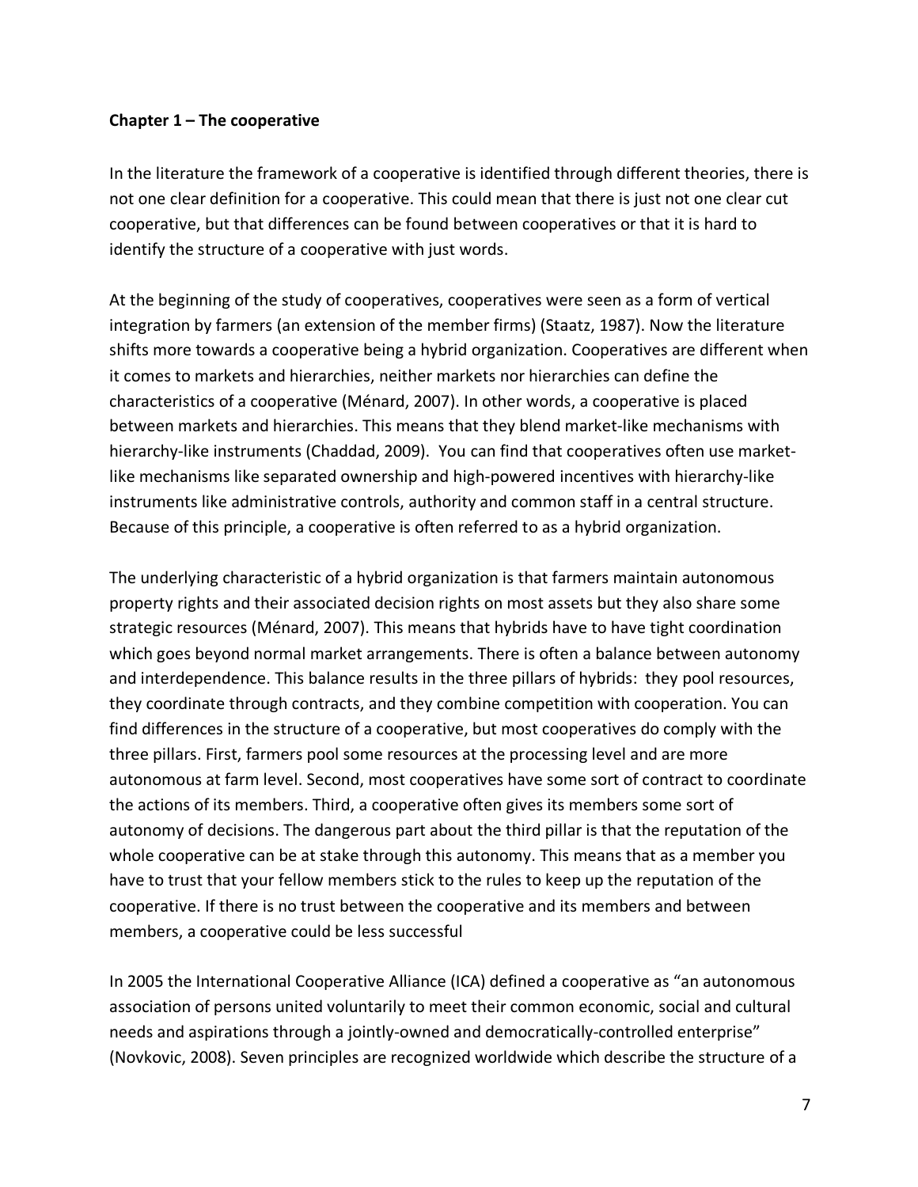**Chapter 1 – The cooperative**

In the literature the framework of a cooperative is identified through different theories, there is not one clear definition for a cooperative. This could mean that there is just not one clear cut cooperative, but that differences can be found between cooperatives or that it is hard to identify the structure of a cooperative with just words.

At the beginning of the study of cooperatives, cooperatives were seen as a form of vertical integration by farmers (an extension of the member firms) (Staatz, 1987). Now the literature shifts more towards a cooperative being a hybrid organization. Cooperatives are different when it comes to markets and hierarchies, neither markets nor hierarchies can define the characteristics of a cooperative (Ménard, 2007). In other words, a cooperative is placed between markets and hierarchies. This means that they blend market-like mechanisms with hierarchy-like instruments (Chaddad, 2009). You can find that cooperatives often use market-like mechanisms like separated ownership and high-powered incentives with hierarchy-like instruments like administrative controls, authority and common staff in a central structure. Because of this principle, a cooperative is often referred to as a hybrid organization.

The underlying characteristic of a hybrid organization is that farmers maintain autonomous property rights and their associated decision rights on most assets but they also share some strategic resources (Ménard, 2007). This means that hybrids have to have tight coordination which goes beyond normal market arrangements. There is often a balance between autonomy and interdependence. This balance results in the three pillars of hybrids: they pool resources, they coordinate through contracts, and they combine competition with cooperation. You can find differences in the structure of a cooperative, but most cooperatives do comply with the three pillars. First, farmers pool some resources at the processing level and are more autonomous at farm level. Second, most cooperatives have some sort of contract to coordinate the actions of its members. Third, a cooperative often gives its members some sort of autonomy of decisions. The dangerous part about the third pillar is that the reputation of the whole cooperative can be at stake through this autonomy. This means that as a member you have to trust that your fellow members stick to the rules to keep up the reputation of the cooperative. If there is no trust between the cooperative and its members and between members, a cooperative could be less successful

In 2005 the International Cooperative Alliance (ICA) defined a cooperative as "an autonomous association of persons united voluntarily to meet their common economic, social and cultural needs and aspirations through a jointly-owned and democratically-controlled enterprise" (Novkovic, 2008). Seven principles are recognized worldwide which describe the structure of a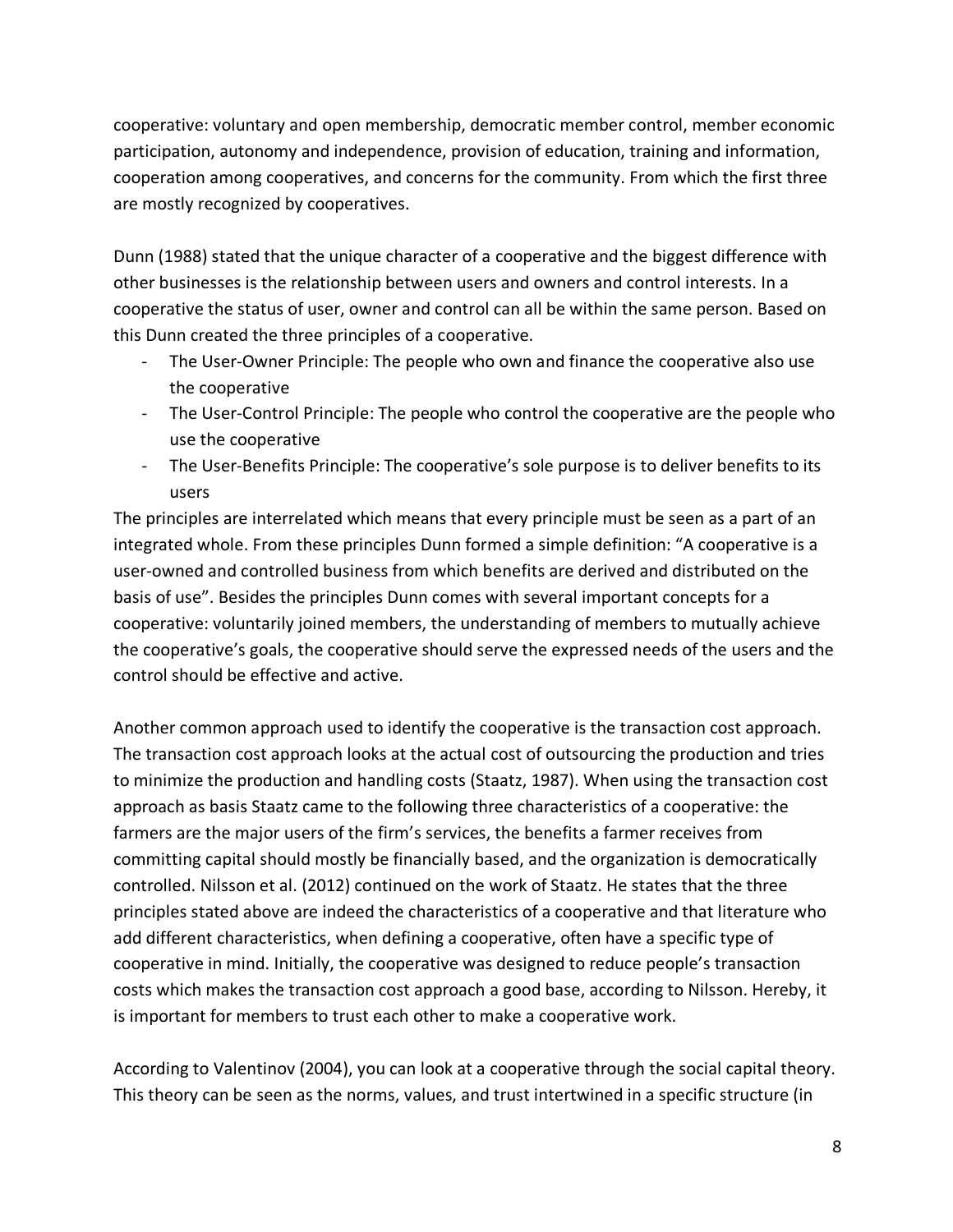cooperative: voluntary and open membership, democratic member control, member economic participation, autonomy and independence, provision of education, training and information, cooperation among cooperatives, and concerns for the community. From which the first three are mostly recognized by cooperatives.

Dunn (1988) stated that the unique character of a cooperative and the biggest difference with other businesses is the relationship between users and owners and control interests. In a cooperative the status of user, owner and control can all be within the same person. Based on this Dunn created the three principles of a cooperative.

- The User-Owner Principle: The people who own and finance the cooperative also use the cooperative
- The User-Control Principle: The people who control the cooperative are the people who use the cooperative
- The User-Benefits Principle: The cooperative's sole purpose is to deliver benefits to its users

The principles are interrelated which means that every principle must be seen as a part of an integrated whole. From these principles Dunn formed a simple definition: "A cooperative is a user-owned and controlled business from which benefits are derived and distributed on the basis of use". Besides the principles Dunn comes with several important concepts for a cooperative: voluntarily joined members, the understanding of members to mutually achieve the cooperative's goals, the cooperative should serve the expressed needs of the users and the control should be effective and active.

Another common approach used to identify the cooperative is the transaction cost approach. The transaction cost approach looks at the actual cost of outsourcing the production and tries to minimize the production and handling costs (Staatz, 1987). When using the transaction cost approach as basis Staatz came to the following three characteristics of a cooperative: the farmers are the major users of the firm's services, the benefits a farmer receives from committing capital should mostly be financially based, and the organization is democratically controlled. Nilsson et al. (2012) continued on the work of Staatz. He states that the three principles stated above are indeed the characteristics of a cooperative and that literature who add different characteristics, when defining a cooperative, often have a specific type of cooperative in mind. Initially, the cooperative was designed to reduce people's transaction costs which makes the transaction cost approach a good base, according to Nilsson. Hereby, it is important for members to trust each other to make a cooperative work.

According to Valentinov (2004), you can look at a cooperative through the social capital theory. This theory can be seen as the norms, values, and trust intertwined in a specific structure (in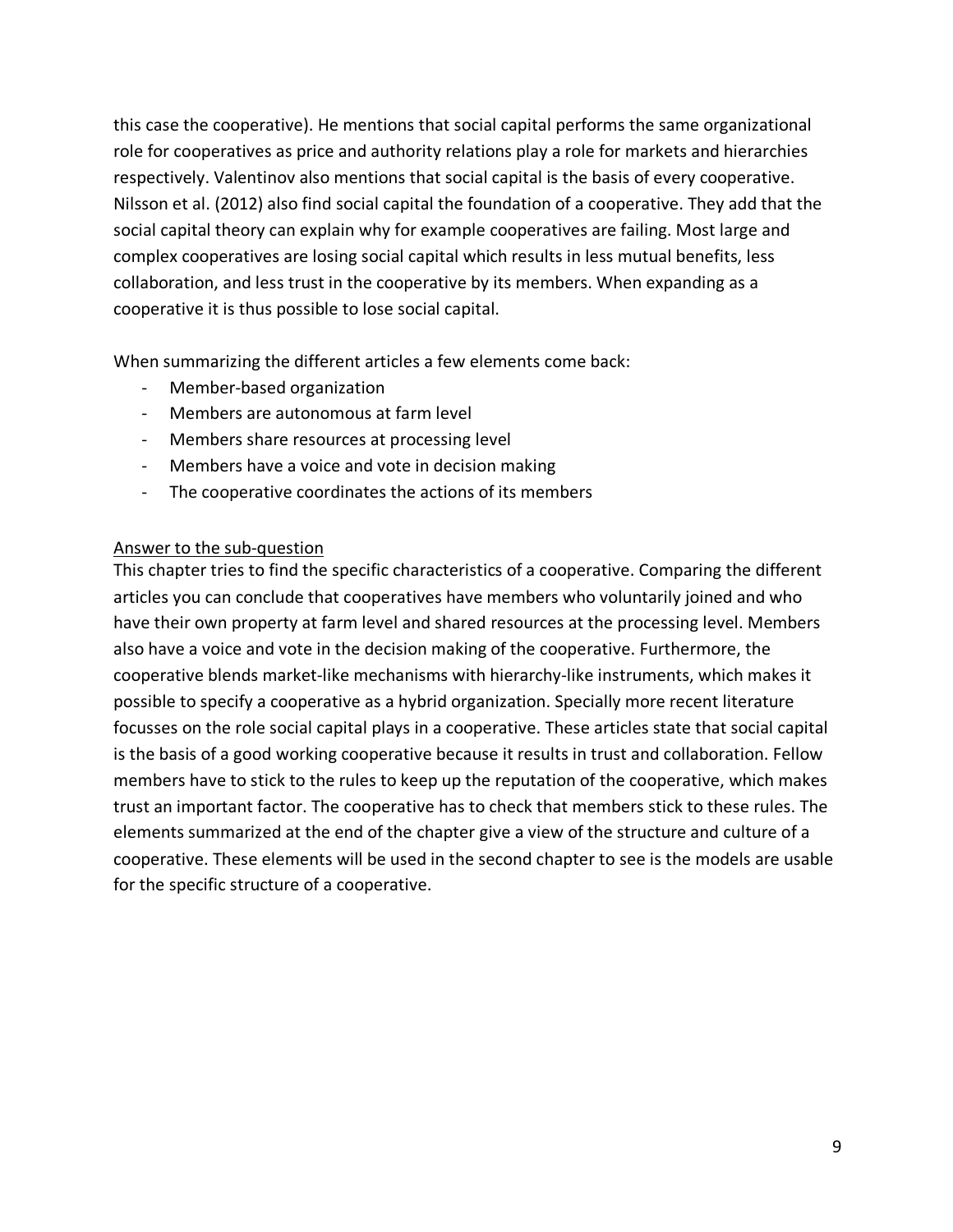this case the cooperative). He mentions that social capital performs the same organizational role for cooperatives as price and authority relations play a role for markets and hierarchies respectively. Valentinov also mentions that social capital is the basis of every cooperative. Nilsson et al. (2012) also find social capital the foundation of a cooperative. They add that the social capital theory can explain why for example cooperatives are failing. Most large and complex cooperatives are losing social capital which results in less mutual benefits, less collaboration, and less trust in the cooperative by its members. When expanding as a cooperative it is thus possible to lose social capital.

When summarizing the different articles a few elements come back:

- Member-based organization
- Members are autonomous at farm level
- Members share resources at processing level
- Members have a voice and vote in decision making
- The cooperative coordinates the actions of its members

Answer to the sub-question

This chapter tries to find the specific characteristics of a cooperative. Comparing the different articles you can conclude that cooperatives have members who voluntarily joined and who have their own property at farm level and shared resources at the processing level. Members also have a voice and vote in the decision making of the cooperative. Furthermore, the cooperative blends market-like mechanisms with hierarchy-like instruments, which makes it possible to specify a cooperative as a hybrid organization. Specially more recent literature focusses on the role social capital plays in a cooperative. These articles state that social capital is the basis of a good working cooperative because it results in trust and collaboration. Fellow members have to stick to the rules to keep up the reputation of the cooperative, which makes trust an important factor. The cooperative has to check that members stick to these rules. The elements summarized at the end of the chapter give a view of the structure and culture of a cooperative. These elements will be used in the second chapter to see is the models are usable for the specific structure of a cooperative.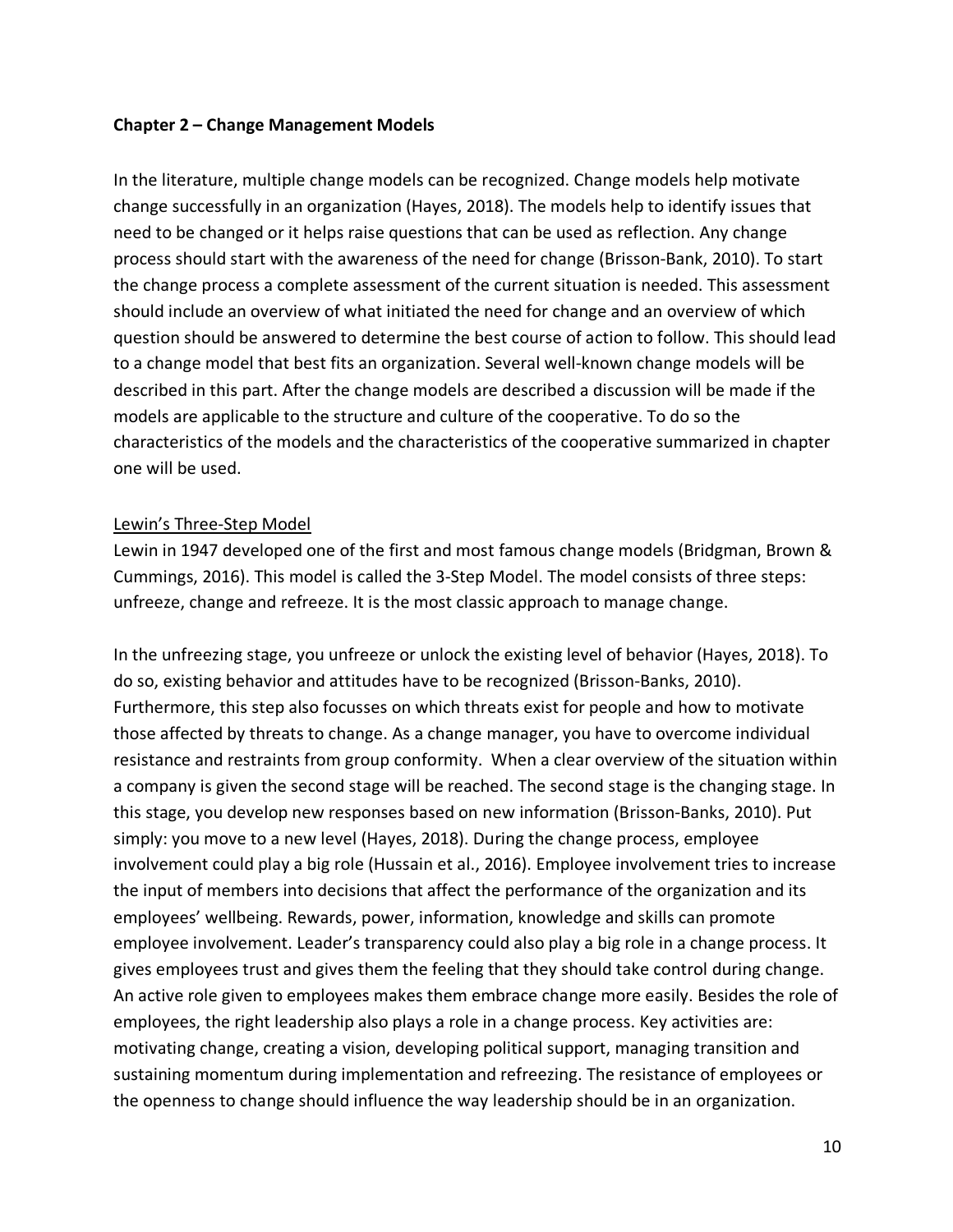## Chapter 2 – Change Management Models

In the literature, multiple change models can be recognized. Change models help motivate change successfully in an organization (Hayes, 2018). The models help to identify issues that need to be changed or it helps raise questions that can be used as reflection. Any change process should start with the awareness of the need for change (Brisson-Bank, 2010). To start the change process a complete assessment of the current situation is needed. This assessment should include an overview of what initiated the need for change and an overview of which question should be answered to determine the best course of action to follow. This should lead to a change model that best fits an organization. Several well-known change models will be described in this part. After the change models are described a discussion will be made if the models are applicable to the structure and culture of the cooperative. To do so the characteristics of the models and the characteristics of the cooperative summarized in chapter one will be used.

### Lewin's Three-Step Model

Lewin in 1947 developed one of the first and most famous change models (Bridgman, Brown & Cummings, 2016). This model is called the 3-Step Model. The model consists of three steps: unfreeze, change and refreeze. It is the most classic approach to manage change.

In the unfreezing stage, you unfreeze or unlock the existing level of behavior (Hayes, 2018). To do so, existing behavior and attitudes have to be recognized (Brisson-Banks, 2010). Furthermore, this step also focusses on which threats exist for people and how to motivate those affected by threats to change. As a change manager, you have to overcome individual resistance and restraints from group conformity. When a clear overview of the situation within a company is given the second stage will be reached. The second stage is the changing stage. In this stage, you develop new responses based on new information (Brisson-Banks, 2010). Put simply: you move to a new level (Hayes, 2018). During the change process, employee involvement could play a big role (Hussain et al., 2016). Employee involvement tries to increase the input of members into decisions that affect the performance of the organization and its employees' wellbeing. Rewards, power, information, knowledge and skills can promote employee involvement. Leader's transparency could also play a big role in a change process. It gives employees trust and gives them the feeling that they should take control during change. An active role given to employees makes them embrace change more easily. Besides the role of employees, the right leadership also plays a role in a change process. Key activities are: motivating change, creating a vision, developing political support, managing transition and sustaining momentum during implementation and refreezing. The resistance of employees or the openness to change should influence the way leadership should be in an organization.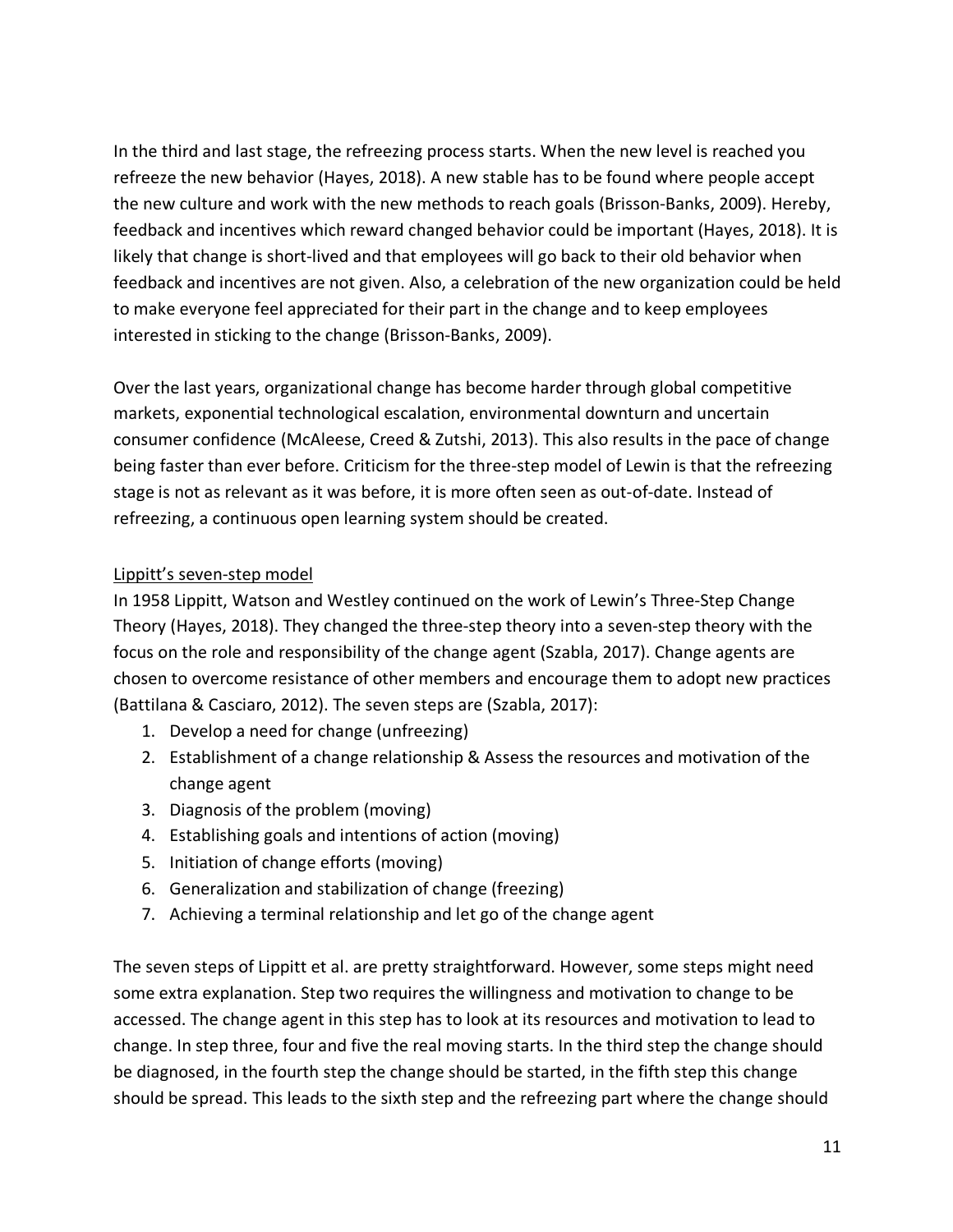In the third and last stage, the refreezing process starts. When the new level is reached you refreeze the new behavior (Hayes, 2018). A new stable has to be found where people accept the new culture and work with the new methods to reach goals (Brisson-Banks, 2009). Hereby, feedback and incentives which reward changed behavior could be important (Hayes, 2018). It is likely that change is short-lived and that employees will go back to their old behavior when feedback and incentives are not given. Also, a celebration of the new organization could be held to make everyone feel appreciated for their part in the change and to keep employees interested in sticking to the change (Brisson-Banks, 2009).

Over the last years, organizational change has become harder through global competitive markets, exponential technological escalation, environmental downturn and uncertain consumer confidence (McAleese, Creed & Zutshi, 2013). This also results in the pace of change being faster than ever before. Criticism for the three-step model of Lewin is that the refreezing stage is not as relevant as it was before, it is more often seen as out-of-date. Instead of refreezing, a continuous open learning system should be created.

<u>Lippitt's seven-step model</u>

In 1958 Lippitt, Watson and Westley continued on the work of Lewin's Three-Step Change Theory (Hayes, 2018). They changed the three-step theory into a seven-step theory with the focus on the role and responsibility of the change agent (Szabla, 2017). Change agents are chosen to overcome resistance of other members and encourage them to adopt new practices (Battilana & Casciaro, 2012). The seven steps are (Szabla, 2017):

1. Develop a need for change (unfreezing)
2. Establishment of a change relationship & Assess the resources and motivation of the change agent
3. Diagnosis of the problem (moving)
4. Establishing goals and intentions of action (moving)
5. Initiation of change efforts (moving)
6. Generalization and stabilization of change (freezing)
7. Achieving a terminal relationship and let go of the change agent

The seven steps of Lippitt et al. are pretty straightforward. However, some steps might need some extra explanation. Step two requires the willingness and motivation to change to be accessed. The change agent in this step has to look at its resources and motivation to lead to change. In step three, four and five the real moving starts. In the third step the change should be diagnosed, in the fourth step the change should be started, in the fifth step this change should be spread. This leads to the sixth step and the refreezing part where the change should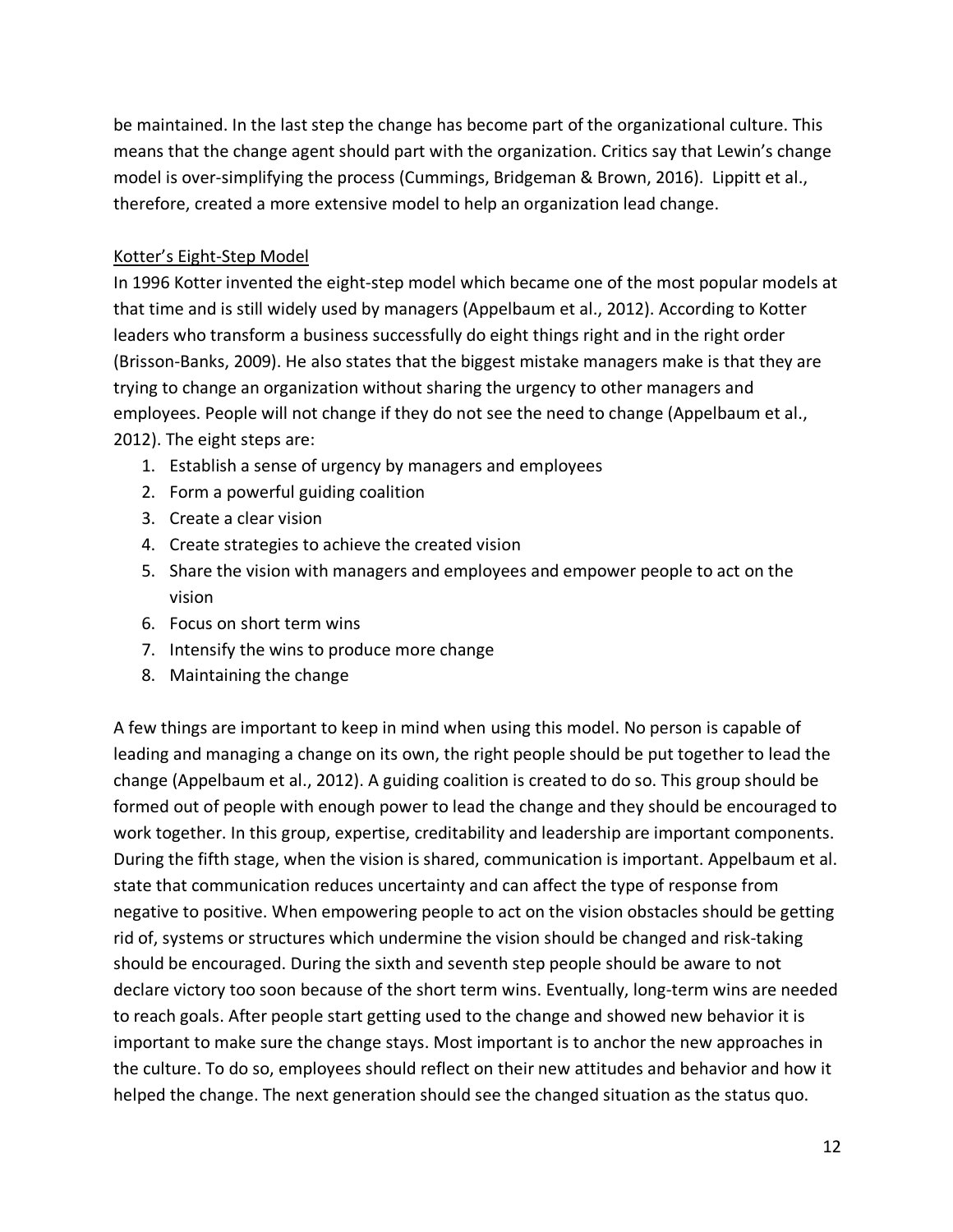be maintained. In the last step the change has become part of the organizational culture. This means that the change agent should part with the organization. Critics say that Lewin's change model is over-simplifying the process (Cummings, Bridgeman & Brown, 2016). Lippitt et al., therefore, created a more extensive model to help an organization lead change.

### Kotter's Eight-Step Model

In 1996 Kotter invented the eight-step model which became one of the most popular models at that time and is still widely used by managers (Appelbaum et al., 2012). According to Kotter leaders who transform a business successfully do eight things right and in the right order (Brisson-Banks, 2009). He also states that the biggest mistake managers make is that they are trying to change an organization without sharing the urgency to other managers and employees. People will not change if they do not see the need to change (Appelbaum et al., 2012). The eight steps are:

1. Establish a sense of urgency by managers and employees
2. Form a powerful guiding coalition
3. Create a clear vision
4. Create strategies to achieve the created vision
5. Share the vision with managers and employees and empower people to act on the vision
6. Focus on short term wins
7. Intensify the wins to produce more change
8. Maintaining the change

A few things are important to keep in mind when using this model. No person is capable of leading and managing a change on its own, the right people should be put together to lead the change (Appelbaum et al., 2012). A guiding coalition is created to do so. This group should be formed out of people with enough power to lead the change and they should be encouraged to work together. In this group, expertise, creditability and leadership are important components. During the fifth stage, when the vision is shared, communication is important. Appelbaum et al. state that communication reduces uncertainty and can affect the type of response from negative to positive. When empowering people to act on the vision obstacles should be getting rid of, systems or structures which undermine the vision should be changed and risk-taking should be encouraged. During the sixth and seventh step people should be aware to not declare victory too soon because of the short term wins. Eventually, long-term wins are needed to reach goals. After people start getting used to the change and showed new behavior it is important to make sure the change stays. Most important is to anchor the new approaches in the culture. To do so, employees should reflect on their new attitudes and behavior and how it helped the change. The next generation should see the changed situation as the status quo.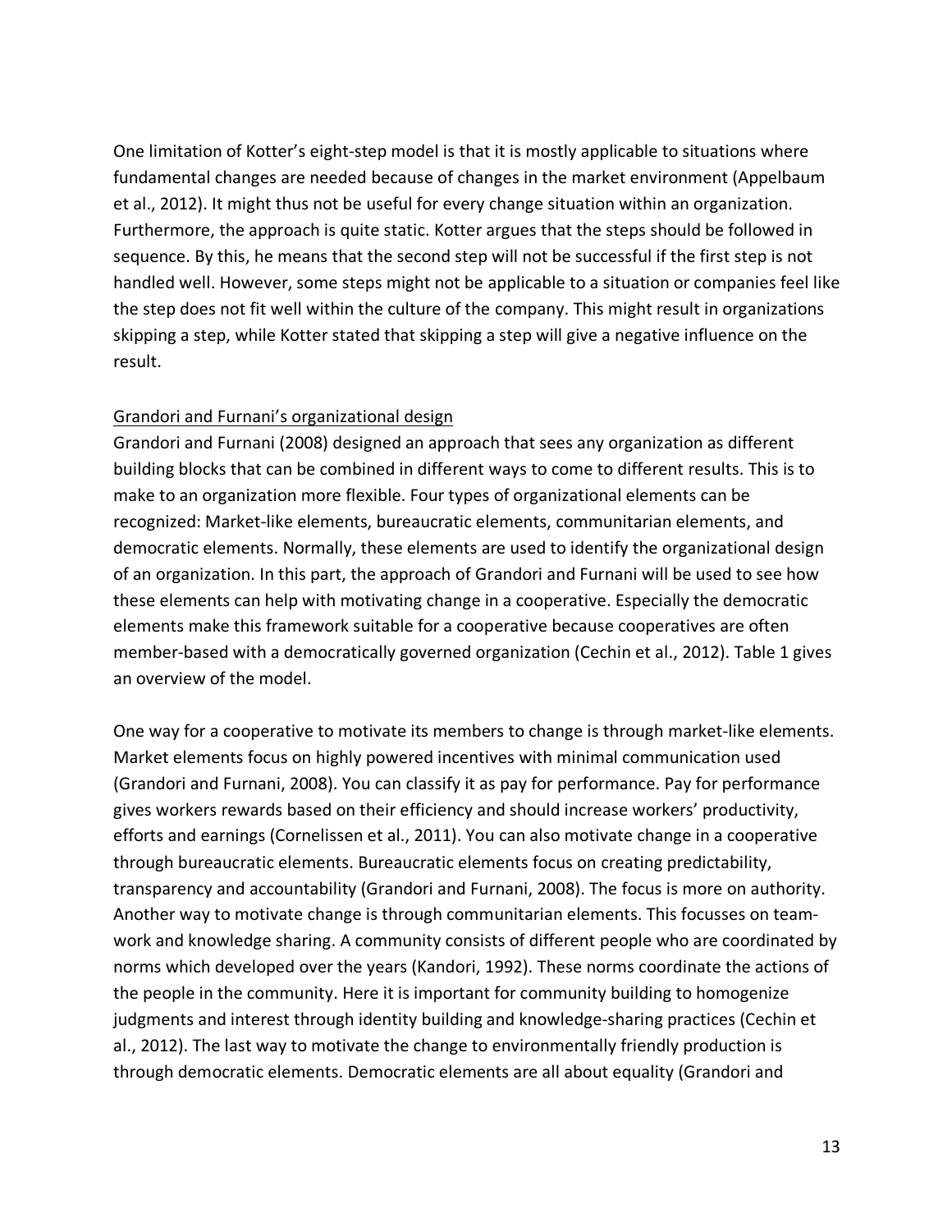One limitation of Kotter's eight-step model is that it is mostly applicable to situations where fundamental changes are needed because of changes in the market environment (Appelbaum et al., 2012). It might thus not be useful for every change situation within an organization. Furthermore, the approach is quite static. Kotter argues that the steps should be followed in sequence. By this, he means that the second step will not be successful if the first step is not handled well. However, some steps might not be applicable to a situation or companies feel like the step does not fit well within the culture of the company. This might result in organizations skipping a step, while Kotter stated that skipping a step will give a negative influence on the result.

Grandori and Furnani's organizational design

Grandori and Furnani (2008) designed an approach that sees any organization as different building blocks that can be combined in different ways to come to different results. This is to make to an organization more flexible. Four types of organizational elements can be recognized: Market-like elements, bureaucratic elements, communitarian elements, and democratic elements. Normally, these elements are used to identify the organizational design of an organization. In this part, the approach of Grandori and Furnani will be used to see how these elements can help with motivating change in a cooperative. Especially the democratic elements make this framework suitable for a cooperative because cooperatives are often member-based with a democratically governed organization (Cechin et al., 2012). Table 1 gives an overview of the model.

One way for a cooperative to motivate its members to change is through market-like elements. Market elements focus on highly powered incentives with minimal communication used (Grandori and Furnani, 2008). You can classify it as pay for performance. Pay for performance gives workers rewards based on their efficiency and should increase workers' productivity, efforts and earnings (Cornelissen et al., 2011). You can also motivate change in a cooperative through bureaucratic elements. Bureaucratic elements focus on creating predictability, transparency and accountability (Grandori and Furnani, 2008). The focus is more on authority. Another way to motivate change is through communitarian elements. This focusses on team-work and knowledge sharing. A community consists of different people who are coordinated by norms which developed over the years (Kandori, 1992). These norms coordinate the actions of the people in the community. Here it is important for community building to homogenize judgments and interest through identity building and knowledge-sharing practices (Cechin et al., 2012). The last way to motivate the change to environmentally friendly production is through democratic elements. Democratic elements are all about equality (Grandori and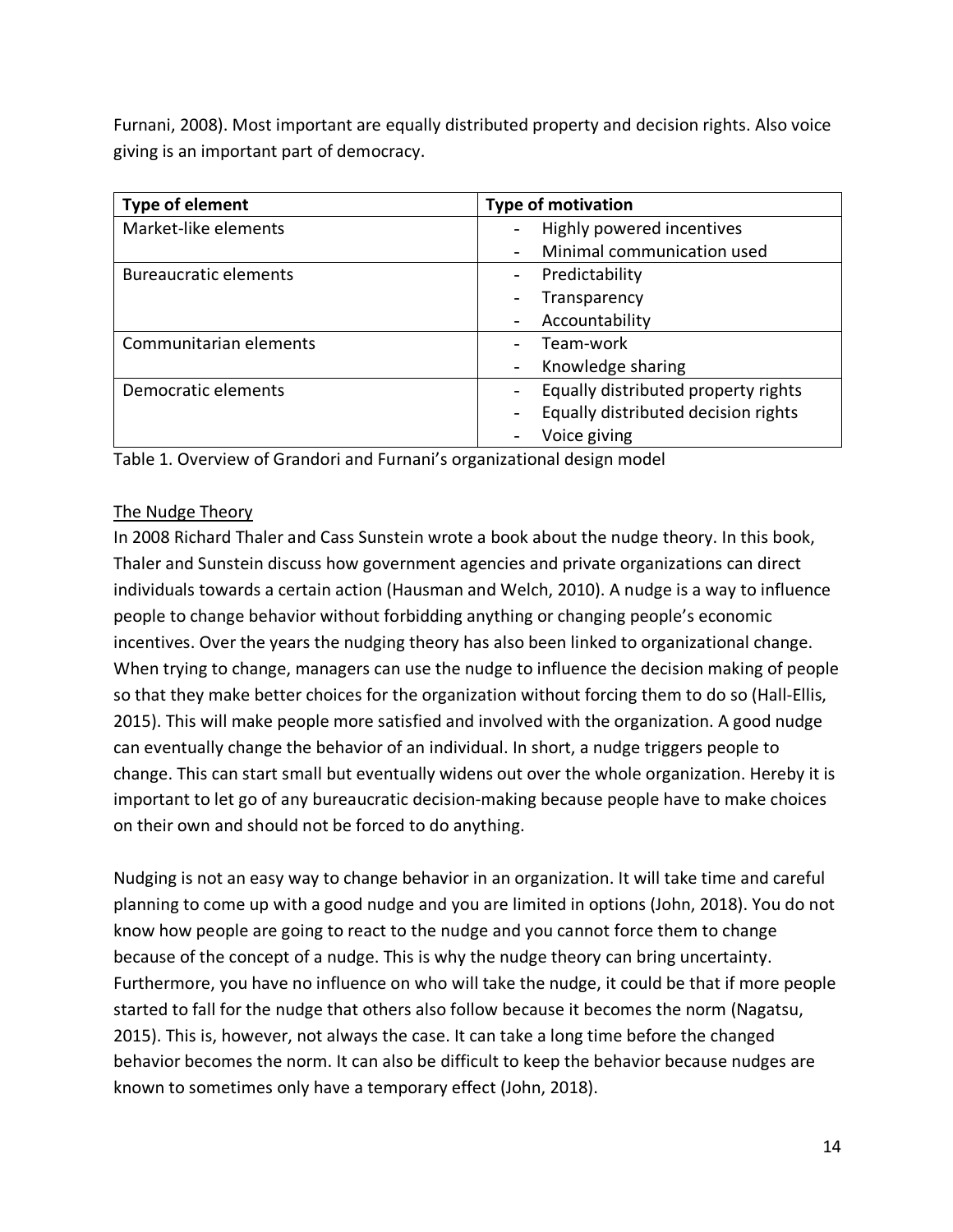Furnani, 2008). Most important are equally distributed property and decision rights. Also voice giving is an important part of democracy.

| Type of element | Type of motivation |
| --- | --- |
| Market-like elements | - Highly powered incentives<br>- Minimal communication used |
| Bureaucratic elements | - Predictability<br>- Transparency<br>- Accountability |
| Communitarian elements | - Team-work<br>- Knowledge sharing |
| Democratic elements | - Equally distributed property rights<br>- Equally distributed decision rights<br>- Voice giving |

Table 1. Overview of Grandori and Furnani's organizational design model

The Nudge Theory

In 2008 Richard Thaler and Cass Sunstein wrote a book about the nudge theory. In this book, Thaler and Sunstein discuss how government agencies and private organizations can direct individuals towards a certain action (Hausman and Welch, 2010). A nudge is a way to influence people to change behavior without forbidding anything or changing people's economic incentives. Over the years the nudging theory has also been linked to organizational change. When trying to change, managers can use the nudge to influence the decision making of people so that they make better choices for the organization without forcing them to do so (Hall-Ellis, 2015). This will make people more satisfied and involved with the organization. A good nudge can eventually change the behavior of an individual. In short, a nudge triggers people to change. This can start small but eventually widens out over the whole organization. Hereby it is important to let go of any bureaucratic decision-making because people have to make choices on their own and should not be forced to do anything.

Nudging is not an easy way to change behavior in an organization. It will take time and careful planning to come up with a good nudge and you are limited in options (John, 2018). You do not know how people are going to react to the nudge and you cannot force them to change because of the concept of a nudge. This is why the nudge theory can bring uncertainty. Furthermore, you have no influence on who will take the nudge, it could be that if more people started to fall for the nudge that others also follow because it becomes the norm (Nagatsu, 2015). This is, however, not always the case. It can take a long time before the changed behavior becomes the norm. It can also be difficult to keep the behavior because nudges are known to sometimes only have a temporary effect (John, 2018).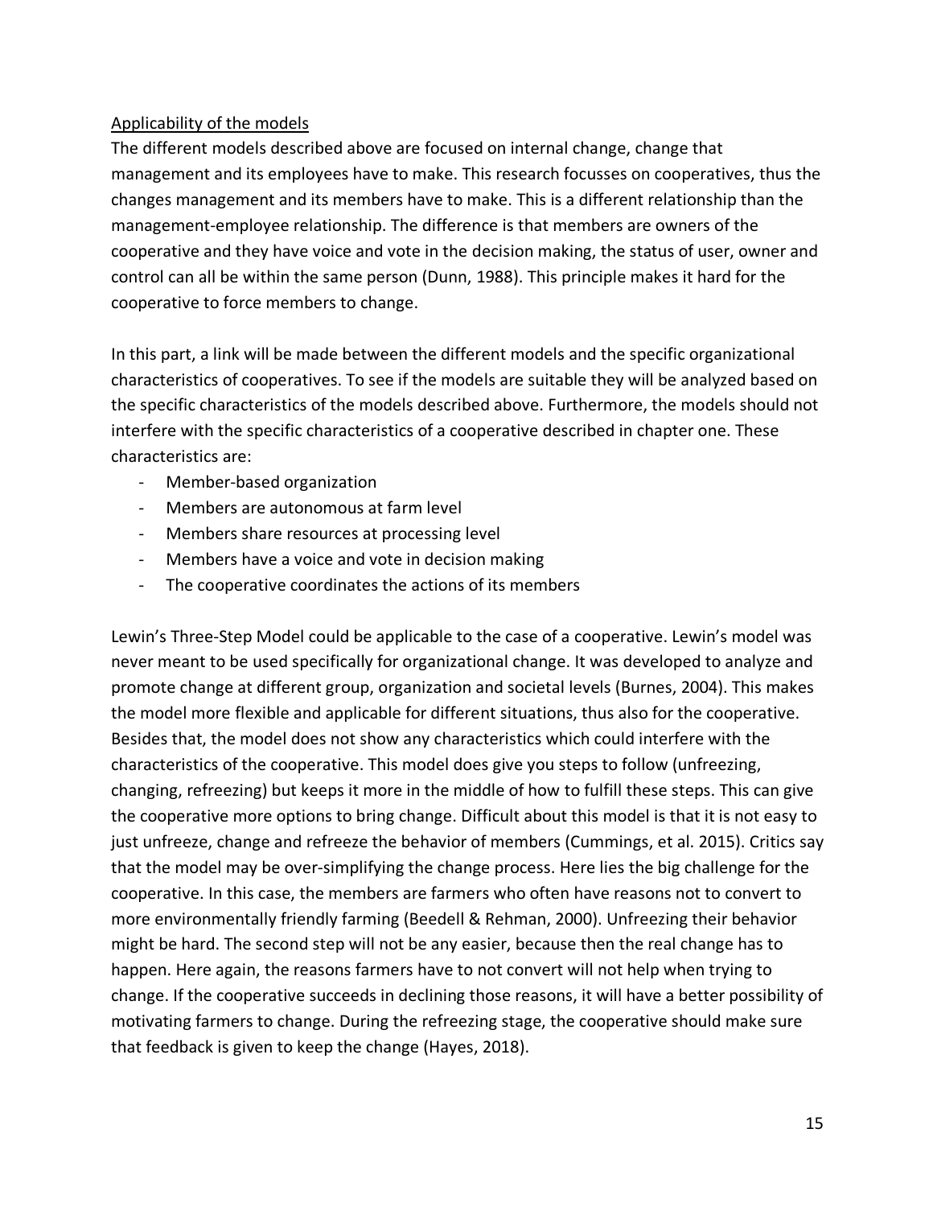Applicability of the models

The different models described above are focused on internal change, change that management and its employees have to make. This research focusses on cooperatives, thus the changes management and its members have to make. This is a different relationship than the management-employee relationship. The difference is that members are owners of the cooperative and they have voice and vote in the decision making, the status of user, owner and control can all be within the same person (Dunn, 1988). This principle makes it hard for the cooperative to force members to change.

In this part, a link will be made between the different models and the specific organizational characteristics of cooperatives. To see if the models are suitable they will be analyzed based on the specific characteristics of the models described above. Furthermore, the models should not interfere with the specific characteristics of a cooperative described in chapter one. These characteristics are:

- Member-based organization
- Members are autonomous at farm level
- Members share resources at processing level
- Members have a voice and vote in decision making
- The cooperative coordinates the actions of its members

Lewin's Three-Step Model could be applicable to the case of a cooperative. Lewin's model was never meant to be used specifically for organizational change. It was developed to analyze and promote change at different group, organization and societal levels (Burnes, 2004). This makes the model more flexible and applicable for different situations, thus also for the cooperative. Besides that, the model does not show any characteristics which could interfere with the characteristics of the cooperative. This model does give you steps to follow (unfreezing, changing, refreezing) but keeps it more in the middle of how to fulfill these steps. This can give the cooperative more options to bring change. Difficult about this model is that it is not easy to just unfreeze, change and refreeze the behavior of members (Cummings, et al. 2015). Critics say that the model may be over-simplifying the change process. Here lies the big challenge for the cooperative. In this case, the members are farmers who often have reasons not to convert to more environmentally friendly farming (Beedell & Rehman, 2000). Unfreezing their behavior might be hard. The second step will not be any easier, because then the real change has to happen. Here again, the reasons farmers have to not convert will not help when trying to change. If the cooperative succeeds in declining those reasons, it will have a better possibility of motivating farmers to change. During the refreezing stage, the cooperative should make sure that feedback is given to keep the change (Hayes, 2018).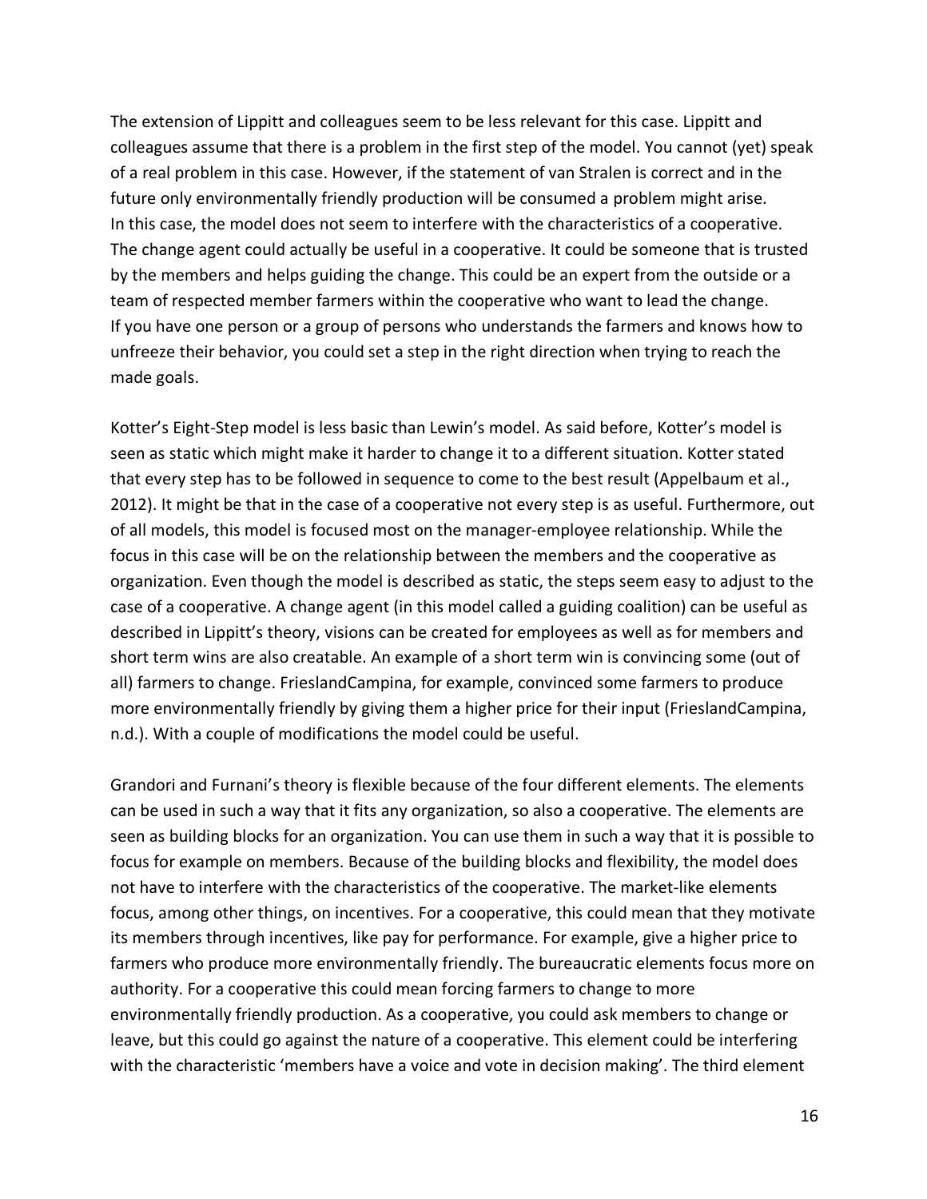The extension of Lippitt and colleagues seem to be less relevant for this case. Lippitt and colleagues assume that there is a problem in the first step of the model. You cannot (yet) speak of a real problem in this case. However, if the statement of van Stralen is correct and in the future only environmentally friendly production will be consumed a problem might arise. In this case, the model does not seem to interfere with the characteristics of a cooperative. The change agent could actually be useful in a cooperative. It could be someone that is trusted by the members and helps guiding the change. This could be an expert from the outside or a team of respected member farmers within the cooperative who want to lead the change. If you have one person or a group of persons who understands the farmers and knows how to unfreeze their behavior, you could set a step in the right direction when trying to reach the made goals.

Kotter's Eight-Step model is less basic than Lewin's model. As said before, Kotter's model is seen as static which might make it harder to change it to a different situation. Kotter stated that every step has to be followed in sequence to come to the best result (Appelbaum et al., 2012). It might be that in the case of a cooperative not every step is as useful. Furthermore, out of all models, this model is focused most on the manager-employee relationship. While the focus in this case will be on the relationship between the members and the cooperative as organization. Even though the model is described as static, the steps seem easy to adjust to the case of a cooperative. A change agent (in this model called a guiding coalition) can be useful as described in Lippitt's theory, visions can be created for employees as well as for members and short term wins are also creatable. An example of a short term win is convincing some (out of all) farmers to change. FrieslandCampina, for example, convinced some farmers to produce more environmentally friendly by giving them a higher price for their input (FrieslandCampina, n.d.). With a couple of modifications the model could be useful.

Grandori and Furnani's theory is flexible because of the four different elements. The elements can be used in such a way that it fits any organization, so also a cooperative. The elements are seen as building blocks for an organization. You can use them in such a way that it is possible to focus for example on members. Because of the building blocks and flexibility, the model does not have to interfere with the characteristics of the cooperative. The market-like elements focus, among other things, on incentives. For a cooperative, this could mean that they motivate its members through incentives, like pay for performance. For example, give a higher price to farmers who produce more environmentally friendly. The bureaucratic elements focus more on authority. For a cooperative this could mean forcing farmers to change to more environmentally friendly production. As a cooperative, you could ask members to change or leave, but this could go against the nature of a cooperative. This element could be interfering with the characteristic 'members have a voice and vote in decision making'. The third element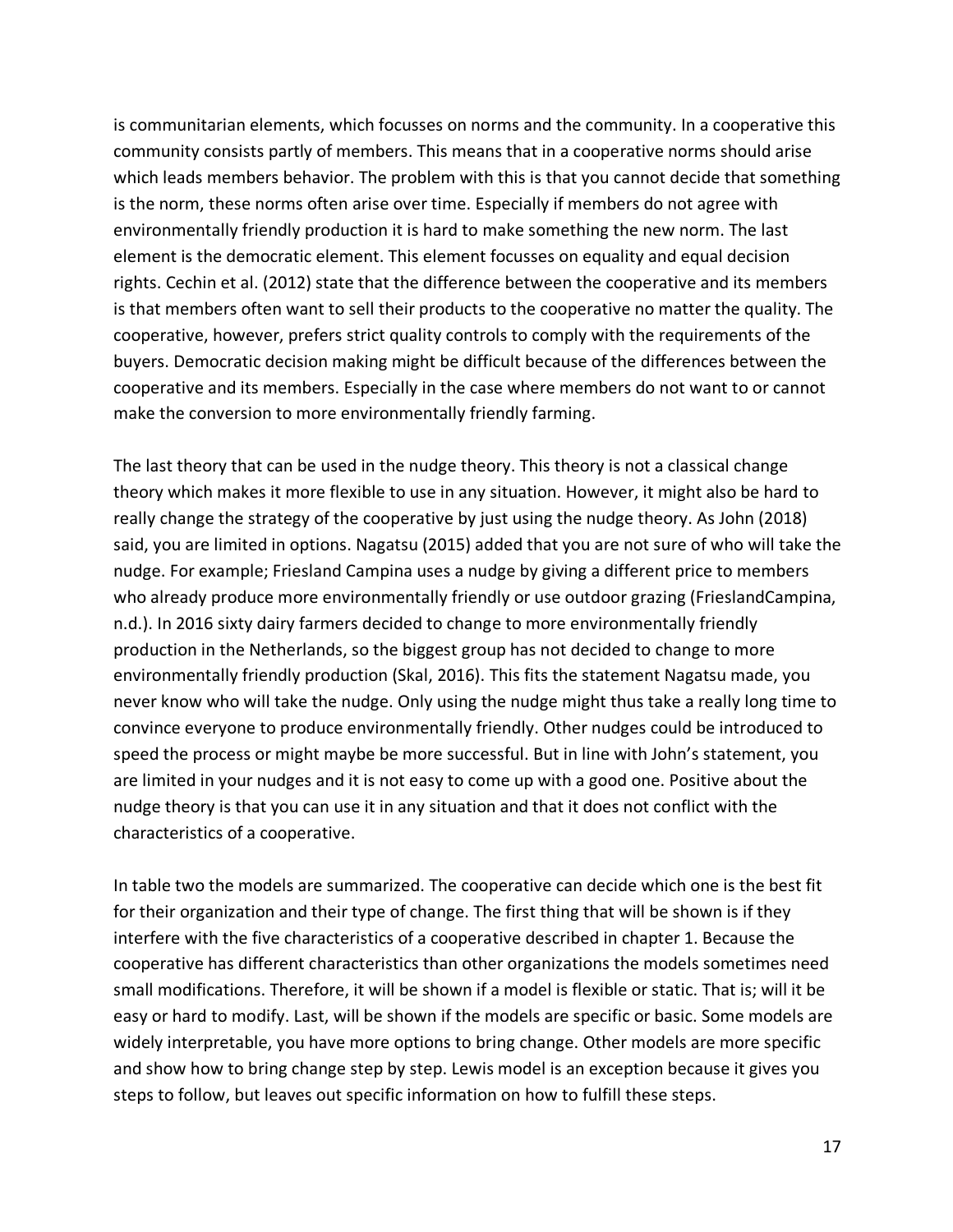is communitarian elements, which focusses on norms and the community. In a cooperative this community consists partly of members. This means that in a cooperative norms should arise which leads members behavior. The problem with this is that you cannot decide that something is the norm, these norms often arise over time. Especially if members do not agree with environmentally friendly production it is hard to make something the new norm. The last element is the democratic element. This element focusses on equality and equal decision rights. Cechin et al. (2012) state that the difference between the cooperative and its members is that members often want to sell their products to the cooperative no matter the quality. The cooperative, however, prefers strict quality controls to comply with the requirements of the buyers. Democratic decision making might be difficult because of the differences between the cooperative and its members. Especially in the case where members do not want to or cannot make the conversion to more environmentally friendly farming.

The last theory that can be used in the nudge theory. This theory is not a classical change theory which makes it more flexible to use in any situation. However, it might also be hard to really change the strategy of the cooperative by just using the nudge theory. As John (2018) said, you are limited in options. Nagatsu (2015) added that you are not sure of who will take the nudge. For example; Friesland Campina uses a nudge by giving a different price to members who already produce more environmentally friendly or use outdoor grazing (FrieslandCampina, n.d.). In 2016 sixty dairy farmers decided to change to more environmentally friendly production in the Netherlands, so the biggest group has not decided to change to more environmentally friendly production (Skal, 2016). This fits the statement Nagatsu made, you never know who will take the nudge. Only using the nudge might thus take a really long time to convince everyone to produce environmentally friendly. Other nudges could be introduced to speed the process or might maybe be more successful. But in line with John's statement, you are limited in your nudges and it is not easy to come up with a good one. Positive about the nudge theory is that you can use it in any situation and that it does not conflict with the characteristics of a cooperative.

In table two the models are summarized. The cooperative can decide which one is the best fit for their organization and their type of change. The first thing that will be shown is if they interfere with the five characteristics of a cooperative described in chapter 1. Because the cooperative has different characteristics than other organizations the models sometimes need small modifications. Therefore, it will be shown if a model is flexible or static. That is; will it be easy or hard to modify. Last, will be shown if the models are specific or basic. Some models are widely interpretable, you have more options to bring change. Other models are more specific and show how to bring change step by step. Lewis model is an exception because it gives you steps to follow, but leaves out specific information on how to fulfill these steps.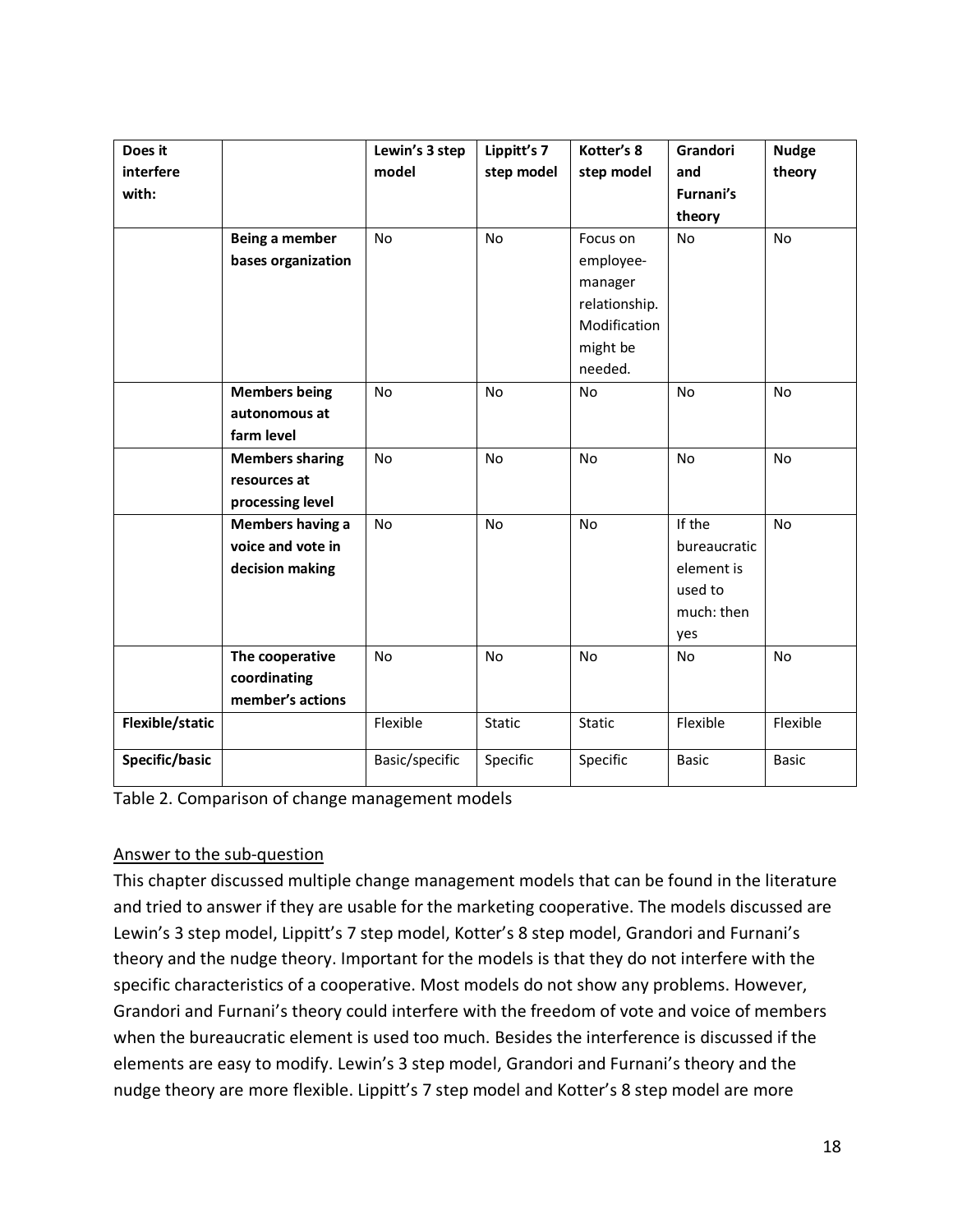| Does it interfere with: | | Lewin's 3 step model | Lippitt's 7 step model | Kotter's 8 step model | Grandori and Furnani's theory | Nudge theory |
|---|---|---|---|---|---|---|
| | **Being a member bases organization** | No | No | Focus on employee-manager relationship. Modification might be needed. | No | No |
| | **Members being autonomous at farm level** | No | No | No | No | No |
| | **Members sharing resources at processing level** | No | No | No | No | No |
| | **Members having a voice and vote in decision making** | No | No | No | If the bureaucratic element is used to much: then yes | No |
| | **The cooperative coordinating member's actions** | No | No | No | No | No |
| **Flexible/static** | | Flexible | Static | Static | Flexible | Flexible |
| **Specific/basic** | | Basic/specific | Specific | Specific | Basic | Basic |

Table 2. Comparison of change management models

<u>Answer to the sub-question</u>

This chapter discussed multiple change management models that can be found in the literature and tried to answer if they are usable for the marketing cooperative. The models discussed are Lewin's 3 step model, Lippitt's 7 step model, Kotter's 8 step model, Grandori and Furnani's theory and the nudge theory. Important for the models is that they do not interfere with the specific characteristics of a cooperative. Most models do not show any problems. However, Grandori and Furnani's theory could interfere with the freedom of vote and voice of members when the bureaucratic element is used too much. Besides the interference is discussed if the elements are easy to modify. Lewin's 3 step model, Grandori and Furnani's theory and the nudge theory are more flexible. Lippitt's 7 step model and Kotter's 8 step model are more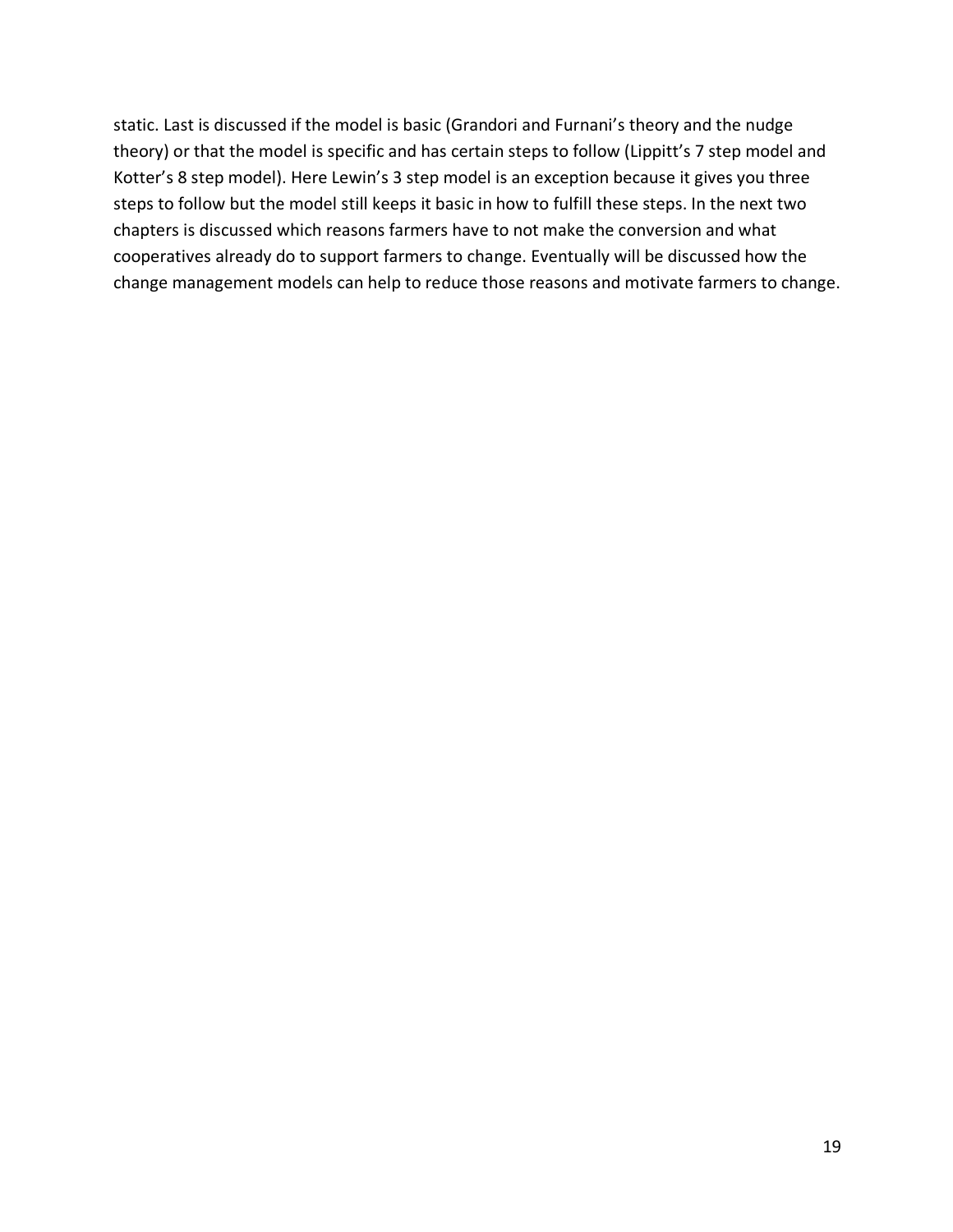static. Last is discussed if the model is basic (Grandori and Furnani's theory and the nudge theory) or that the model is specific and has certain steps to follow (Lippitt's 7 step model and Kotter's 8 step model). Here Lewin's 3 step model is an exception because it gives you three steps to follow but the model still keeps it basic in how to fulfill these steps. In the next two chapters is discussed which reasons farmers have to not make the conversion and what cooperatives already do to support farmers to change. Eventually will be discussed how the change management models can help to reduce those reasons and motivate farmers to change.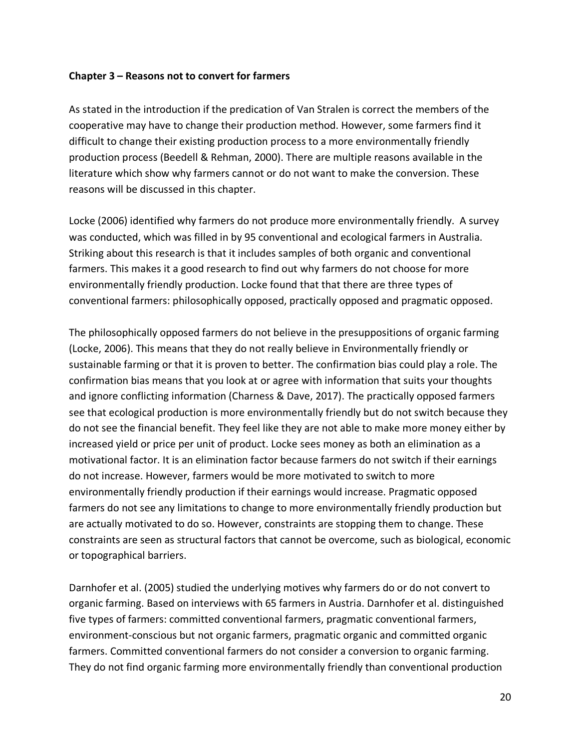**Chapter 3 – Reasons not to convert for farmers**

As stated in the introduction if the predication of Van Stralen is correct the members of the cooperative may have to change their production method. However, some farmers find it difficult to change their existing production process to a more environmentally friendly production process (Beedell & Rehman, 2000). There are multiple reasons available in the literature which show why farmers cannot or do not want to make the conversion. These reasons will be discussed in this chapter.

Locke (2006) identified why farmers do not produce more environmentally friendly. A survey was conducted, which was filled in by 95 conventional and ecological farmers in Australia. Striking about this research is that it includes samples of both organic and conventional farmers. This makes it a good research to find out why farmers do not choose for more environmentally friendly production. Locke found that that there are three types of conventional farmers: philosophically opposed, practically opposed and pragmatic opposed.

The philosophically opposed farmers do not believe in the presuppositions of organic farming (Locke, 2006). This means that they do not really believe in Environmentally friendly or sustainable farming or that it is proven to better. The confirmation bias could play a role. The confirmation bias means that you look at or agree with information that suits your thoughts and ignore conflicting information (Charness & Dave, 2017). The practically opposed farmers see that ecological production is more environmentally friendly but do not switch because they do not see the financial benefit. They feel like they are not able to make more money either by increased yield or price per unit of product. Locke sees money as both an elimination as a motivational factor. It is an elimination factor because farmers do not switch if their earnings do not increase. However, farmers would be more motivated to switch to more environmentally friendly production if their earnings would increase. Pragmatic opposed farmers do not see any limitations to change to more environmentally friendly production but are actually motivated to do so. However, constraints are stopping them to change. These constraints are seen as structural factors that cannot be overcome, such as biological, economic or topographical barriers.

Darnhofer et al. (2005) studied the underlying motives why farmers do or do not convert to organic farming. Based on interviews with 65 farmers in Austria. Darnhofer et al. distinguished five types of farmers: committed conventional farmers, pragmatic conventional farmers, environment-conscious but not organic farmers, pragmatic organic and committed organic farmers. Committed conventional farmers do not consider a conversion to organic farming. They do not find organic farming more environmentally friendly than conventional production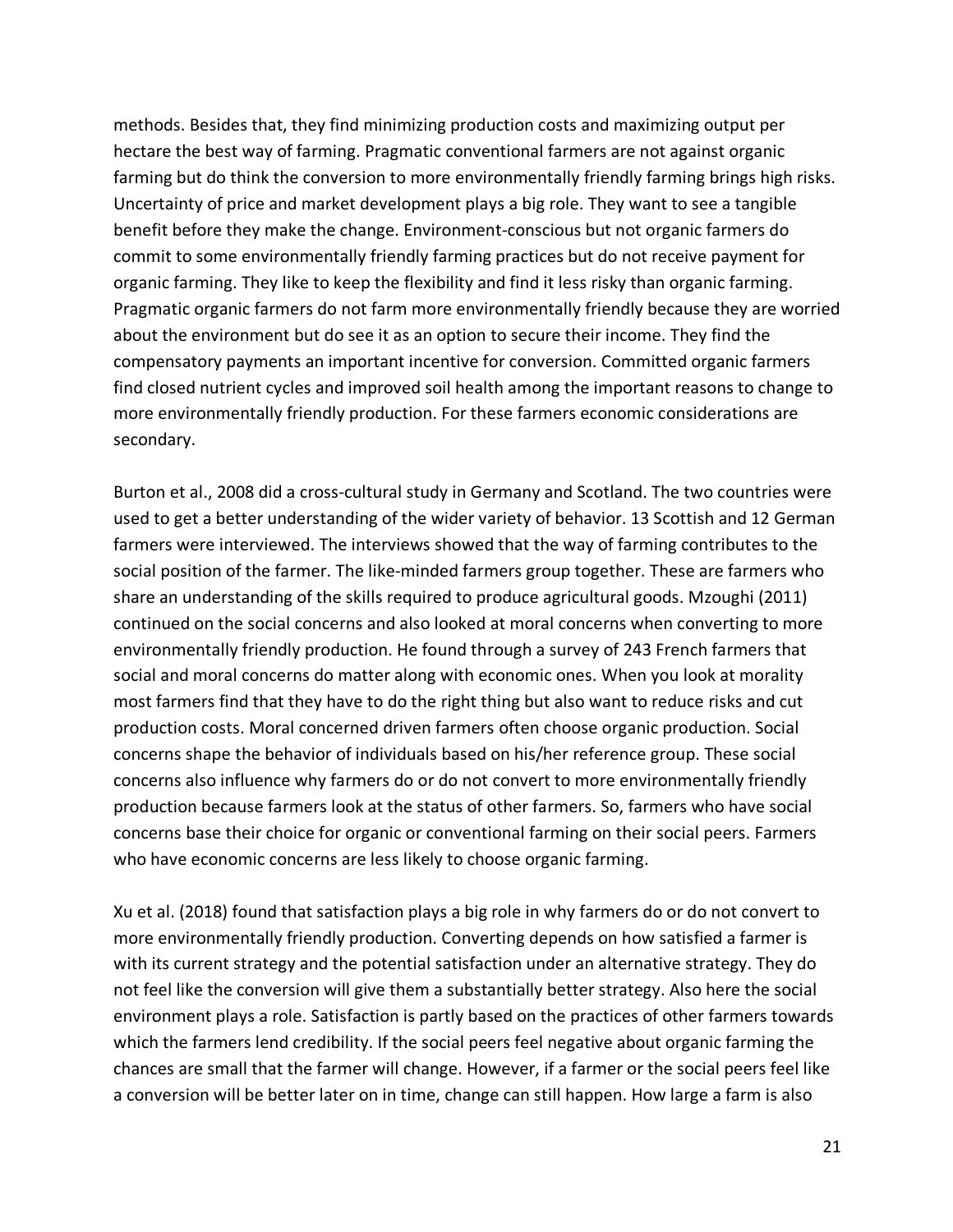methods. Besides that, they find minimizing production costs and maximizing output per hectare the best way of farming. Pragmatic conventional farmers are not against organic farming but do think the conversion to more environmentally friendly farming brings high risks. Uncertainty of price and market development plays a big role. They want to see a tangible benefit before they make the change. Environment-conscious but not organic farmers do commit to some environmentally friendly farming practices but do not receive payment for organic farming. They like to keep the flexibility and find it less risky than organic farming. Pragmatic organic farmers do not farm more environmentally friendly because they are worried about the environment but do see it as an option to secure their income. They find the compensatory payments an important incentive for conversion. Committed organic farmers find closed nutrient cycles and improved soil health among the important reasons to change to more environmentally friendly production. For these farmers economic considerations are secondary.

Burton et al., 2008 did a cross-cultural study in Germany and Scotland. The two countries were used to get a better understanding of the wider variety of behavior. 13 Scottish and 12 German farmers were interviewed. The interviews showed that the way of farming contributes to the social position of the farmer. The like-minded farmers group together. These are farmers who share an understanding of the skills required to produce agricultural goods. Mzoughi (2011) continued on the social concerns and also looked at moral concerns when converting to more environmentally friendly production. He found through a survey of 243 French farmers that social and moral concerns do matter along with economic ones. When you look at morality most farmers find that they have to do the right thing but also want to reduce risks and cut production costs. Moral concerned driven farmers often choose organic production. Social concerns shape the behavior of individuals based on his/her reference group. These social concerns also influence why farmers do or do not convert to more environmentally friendly production because farmers look at the status of other farmers. So, farmers who have social concerns base their choice for organic or conventional farming on their social peers. Farmers who have economic concerns are less likely to choose organic farming.

Xu et al. (2018) found that satisfaction plays a big role in why farmers do or do not convert to more environmentally friendly production. Converting depends on how satisfied a farmer is with its current strategy and the potential satisfaction under an alternative strategy. They do not feel like the conversion will give them a substantially better strategy. Also here the social environment plays a role. Satisfaction is partly based on the practices of other farmers towards which the farmers lend credibility. If the social peers feel negative about organic farming the chances are small that the farmer will change. However, if a farmer or the social peers feel like a conversion will be better later on in time, change can still happen. How large a farm is also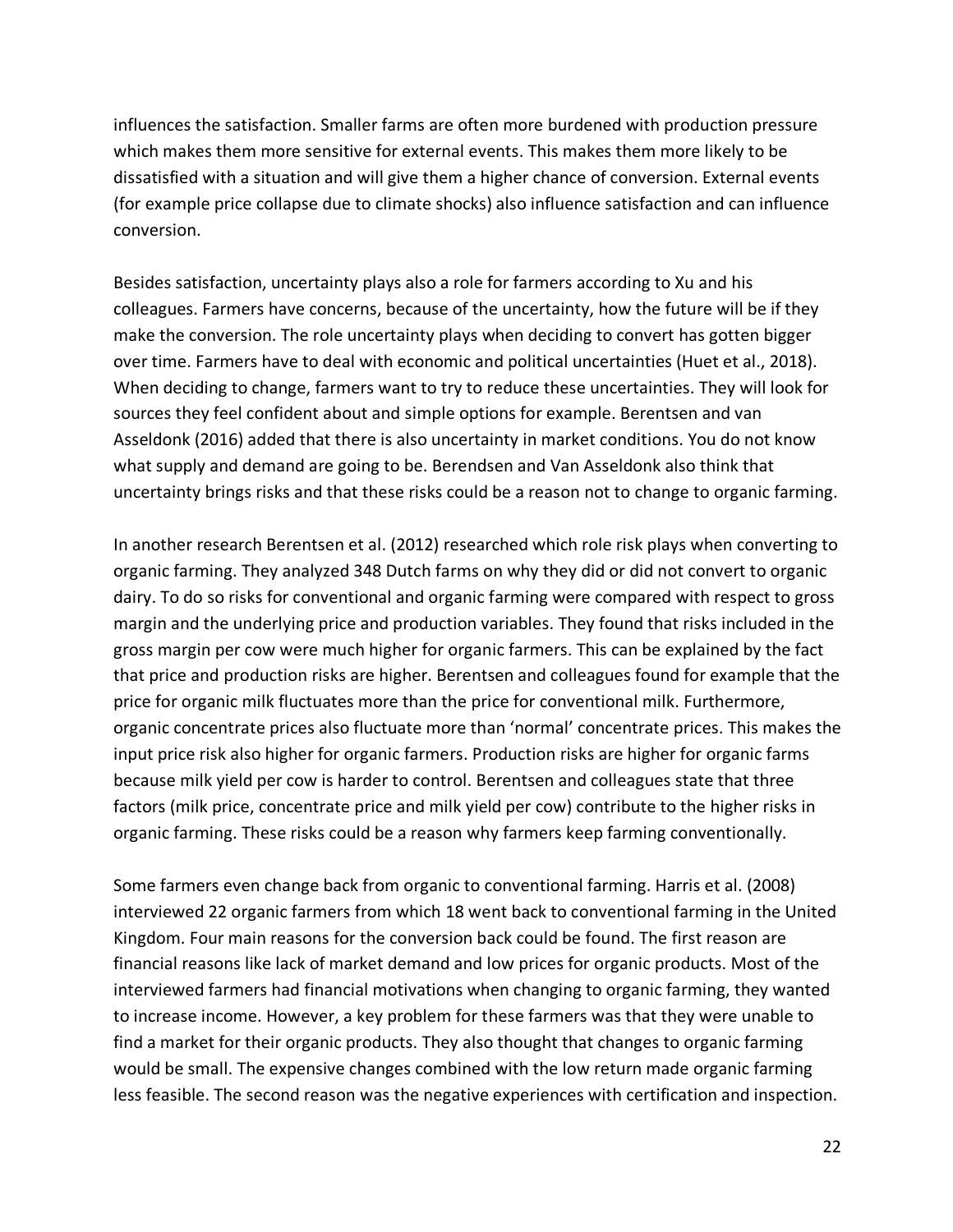influences the satisfaction. Smaller farms are often more burdened with production pressure which makes them more sensitive for external events. This makes them more likely to be dissatisfied with a situation and will give them a higher chance of conversion. External events (for example price collapse due to climate shocks) also influence satisfaction and can influence conversion.

Besides satisfaction, uncertainty plays also a role for farmers according to Xu and his colleagues. Farmers have concerns, because of the uncertainty, how the future will be if they make the conversion. The role uncertainty plays when deciding to convert has gotten bigger over time. Farmers have to deal with economic and political uncertainties (Huet et al., 2018). When deciding to change, farmers want to try to reduce these uncertainties. They will look for sources they feel confident about and simple options for example. Berentsen and van Asseldonk (2016) added that there is also uncertainty in market conditions. You do not know what supply and demand are going to be. Berendsen and Van Asseldonk also think that uncertainty brings risks and that these risks could be a reason not to change to organic farming.

In another research Berentsen et al. (2012) researched which role risk plays when converting to organic farming. They analyzed 348 Dutch farms on why they did or did not convert to organic dairy. To do so risks for conventional and organic farming were compared with respect to gross margin and the underlying price and production variables. They found that risks included in the gross margin per cow were much higher for organic farmers. This can be explained by the fact that price and production risks are higher. Berentsen and colleagues found for example that the price for organic milk fluctuates more than the price for conventional milk. Furthermore, organic concentrate prices also fluctuate more than 'normal' concentrate prices. This makes the input price risk also higher for organic farmers. Production risks are higher for organic farms because milk yield per cow is harder to control. Berentsen and colleagues state that three factors (milk price, concentrate price and milk yield per cow) contribute to the higher risks in organic farming. These risks could be a reason why farmers keep farming conventionally.

Some farmers even change back from organic to conventional farming. Harris et al. (2008) interviewed 22 organic farmers from which 18 went back to conventional farming in the United Kingdom. Four main reasons for the conversion back could be found. The first reason are financial reasons like lack of market demand and low prices for organic products. Most of the interviewed farmers had financial motivations when changing to organic farming, they wanted to increase income. However, a key problem for these farmers was that they were unable to find a market for their organic products. They also thought that changes to organic farming would be small. The expensive changes combined with the low return made organic farming less feasible. The second reason was the negative experiences with certification and inspection.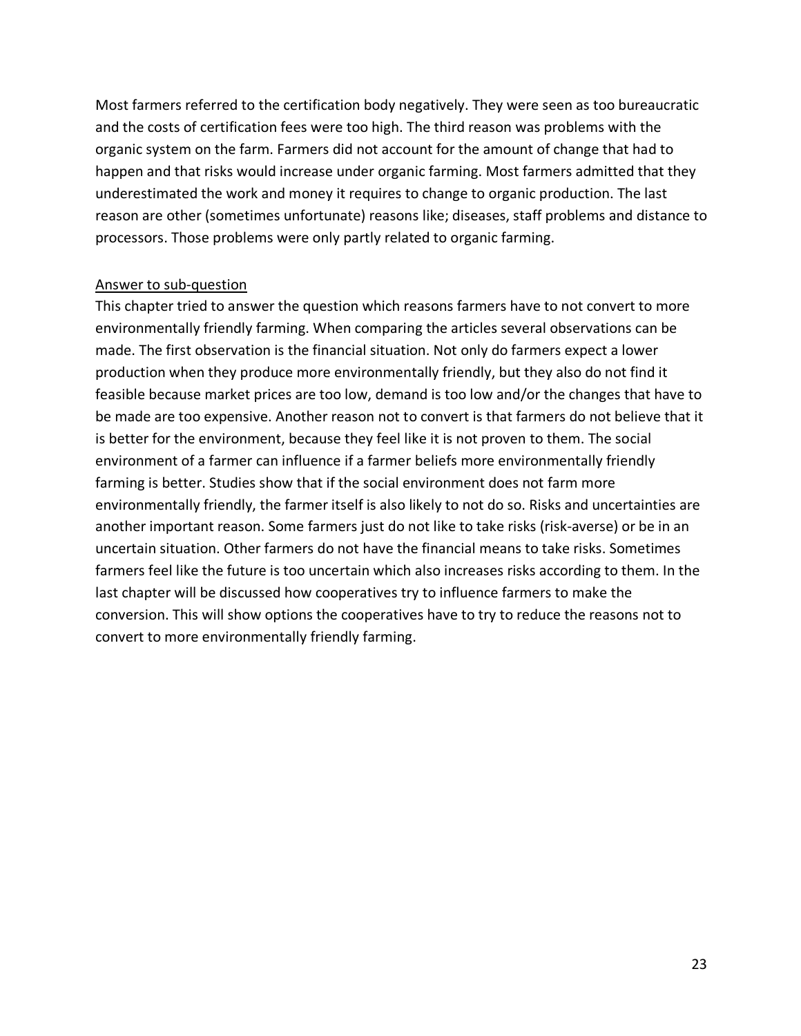Most farmers referred to the certification body negatively. They were seen as too bureaucratic and the costs of certification fees were too high. The third reason was problems with the organic system on the farm. Farmers did not account for the amount of change that had to happen and that risks would increase under organic farming. Most farmers admitted that they underestimated the work and money it requires to change to organic production. The last reason are other (sometimes unfortunate) reasons like; diseases, staff problems and distance to processors. Those problems were only partly related to organic farming.

<u>Answer to sub-question</u>

This chapter tried to answer the question which reasons farmers have to not convert to more environmentally friendly farming. When comparing the articles several observations can be made. The first observation is the financial situation. Not only do farmers expect a lower production when they produce more environmentally friendly, but they also do not find it feasible because market prices are too low, demand is too low and/or the changes that have to be made are too expensive. Another reason not to convert is that farmers do not believe that it is better for the environment, because they feel like it is not proven to them. The social environment of a farmer can influence if a farmer beliefs more environmentally friendly farming is better. Studies show that if the social environment does not farm more environmentally friendly, the farmer itself is also likely to not do so. Risks and uncertainties are another important reason. Some farmers just do not like to take risks (risk-averse) or be in an uncertain situation. Other farmers do not have the financial means to take risks. Sometimes farmers feel like the future is too uncertain which also increases risks according to them. In the last chapter will be discussed how cooperatives try to influence farmers to make the conversion. This will show options the cooperatives have to try to reduce the reasons not to convert to more environmentally friendly farming.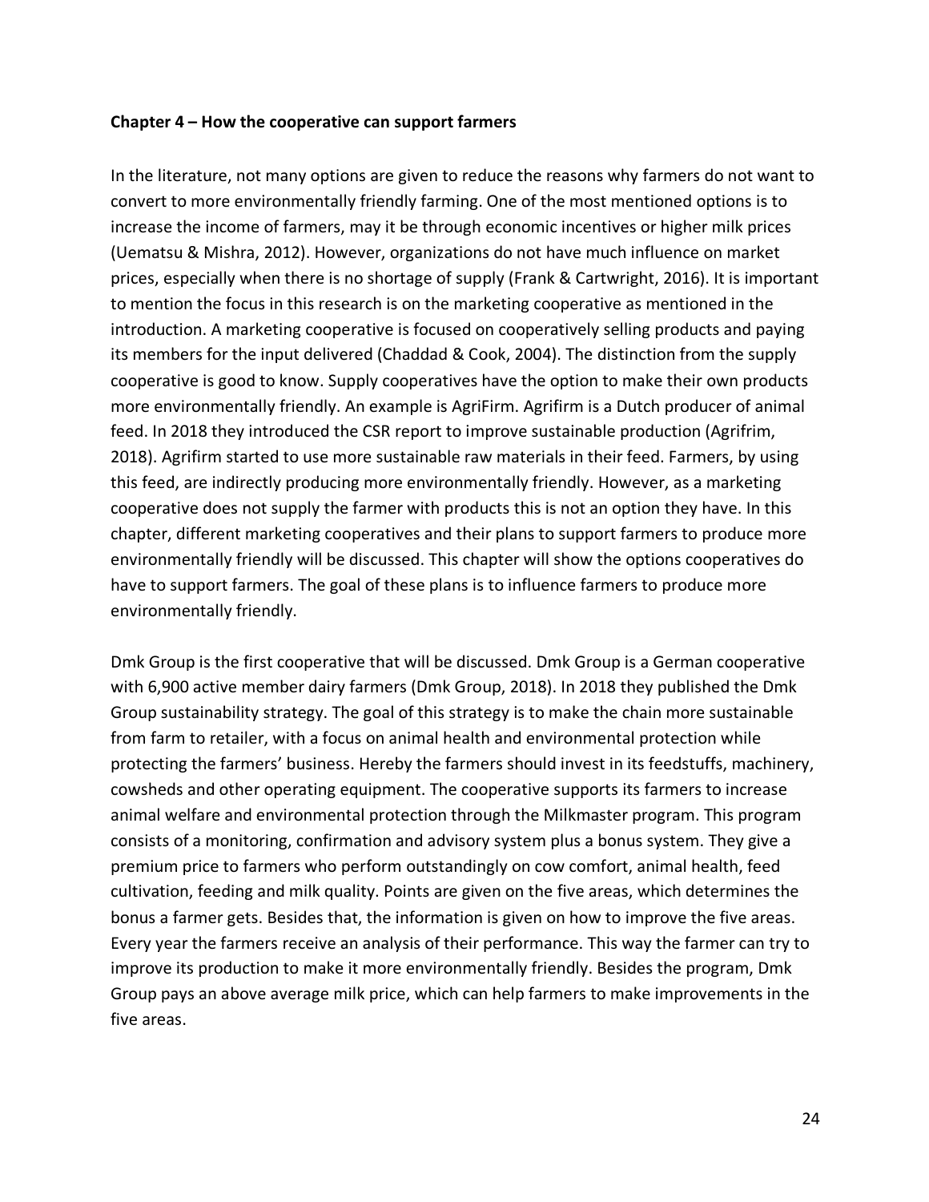**Chapter 4 – How the cooperative can support farmers**

In the literature, not many options are given to reduce the reasons why farmers do not want to convert to more environmentally friendly farming. One of the most mentioned options is to increase the income of farmers, may it be through economic incentives or higher milk prices (Uematsu & Mishra, 2012). However, organizations do not have much influence on market prices, especially when there is no shortage of supply (Frank & Cartwright, 2016). It is important to mention the focus in this research is on the marketing cooperative as mentioned in the introduction. A marketing cooperative is focused on cooperatively selling products and paying its members for the input delivered (Chaddad & Cook, 2004). The distinction from the supply cooperative is good to know. Supply cooperatives have the option to make their own products more environmentally friendly. An example is AgriFirm. Agrifirm is a Dutch producer of animal feed. In 2018 they introduced the CSR report to improve sustainable production (Agrifrim, 2018). Agrifirm started to use more sustainable raw materials in their feed. Farmers, by using this feed, are indirectly producing more environmentally friendly. However, as a marketing cooperative does not supply the farmer with products this is not an option they have. In this chapter, different marketing cooperatives and their plans to support farmers to produce more environmentally friendly will be discussed. This chapter will show the options cooperatives do have to support farmers. The goal of these plans is to influence farmers to produce more environmentally friendly.

Dmk Group is the first cooperative that will be discussed. Dmk Group is a German cooperative with 6,900 active member dairy farmers (Dmk Group, 2018). In 2018 they published the Dmk Group sustainability strategy. The goal of this strategy is to make the chain more sustainable from farm to retailer, with a focus on animal health and environmental protection while protecting the farmers' business. Hereby the farmers should invest in its feedstuffs, machinery, cowsheds and other operating equipment. The cooperative supports its farmers to increase animal welfare and environmental protection through the Milkmaster program. This program consists of a monitoring, confirmation and advisory system plus a bonus system. They give a premium price to farmers who perform outstandingly on cow comfort, animal health, feed cultivation, feeding and milk quality. Points are given on the five areas, which determines the bonus a farmer gets. Besides that, the information is given on how to improve the five areas. Every year the farmers receive an analysis of their performance. This way the farmer can try to improve its production to make it more environmentally friendly. Besides the program, Dmk Group pays an above average milk price, which can help farmers to make improvements in the five areas.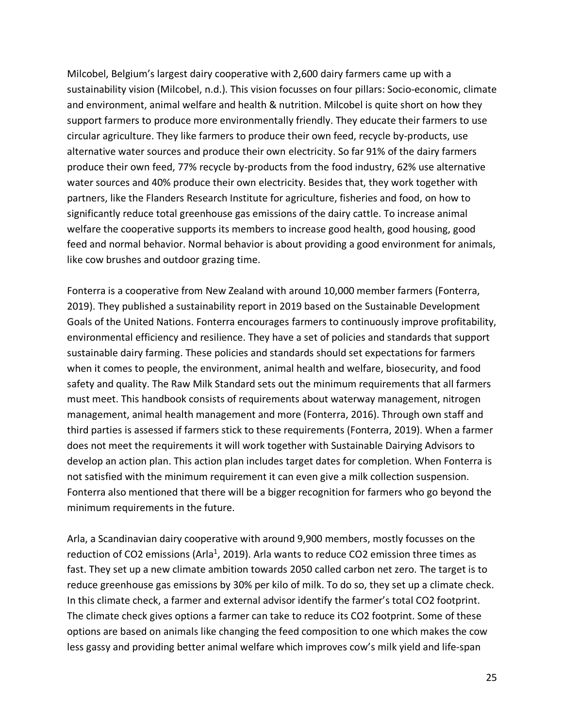Milcobel, Belgium's largest dairy cooperative with 2,600 dairy farmers came up with a sustainability vision (Milcobel, n.d.). This vision focusses on four pillars: Socio-economic, climate and environment, animal welfare and health & nutrition. Milcobel is quite short on how they support farmers to produce more environmentally friendly. They educate their farmers to use circular agriculture. They like farmers to produce their own feed, recycle by-products, use alternative water sources and produce their own electricity. So far 91% of the dairy farmers produce their own feed, 77% recycle by-products from the food industry, 62% use alternative water sources and 40% produce their own electricity. Besides that, they work together with partners, like the Flanders Research Institute for agriculture, fisheries and food, on how to significantly reduce total greenhouse gas emissions of the dairy cattle. To increase animal welfare the cooperative supports its members to increase good health, good housing, good feed and normal behavior. Normal behavior is about providing a good environment for animals, like cow brushes and outdoor grazing time.

Fonterra is a cooperative from New Zealand with around 10,000 member farmers (Fonterra, 2019). They published a sustainability report in 2019 based on the Sustainable Development Goals of the United Nations. Fonterra encourages farmers to continuously improve profitability, environmental efficiency and resilience. They have a set of policies and standards that support sustainable dairy farming. These policies and standards should set expectations for farmers when it comes to people, the environment, animal health and welfare, biosecurity, and food safety and quality. The Raw Milk Standard sets out the minimum requirements that all farmers must meet. This handbook consists of requirements about waterway management, nitrogen management, animal health management and more (Fonterra, 2016). Through own staff and third parties is assessed if farmers stick to these requirements (Fonterra, 2019). When a farmer does not meet the requirements it will work together with Sustainable Dairying Advisors to develop an action plan. This action plan includes target dates for completion. When Fonterra is not satisfied with the minimum requirement it can even give a milk collection suspension. Fonterra also mentioned that there will be a bigger recognition for farmers who go beyond the minimum requirements in the future.

Arla, a Scandinavian dairy cooperative with around 9,900 members, mostly focusses on the reduction of $CO_2$ emissions (Arla[1], 2019). Arla wants to reduce $CO_2$ emission three times as fast. They set up a new climate ambition towards 2050 called carbon net zero. The target is to reduce greenhouse gas emissions by 30% per kilo of milk. To do so, they set up a climate check. In this climate check, a farmer and external advisor identify the farmer's total $CO_2$ footprint. The climate check gives options a farmer can take to reduce its $CO_2$ footprint. Some of these options are based on animals like changing the feed composition to one which makes the cow less gassy and providing better animal welfare which improves cow's milk yield and life-span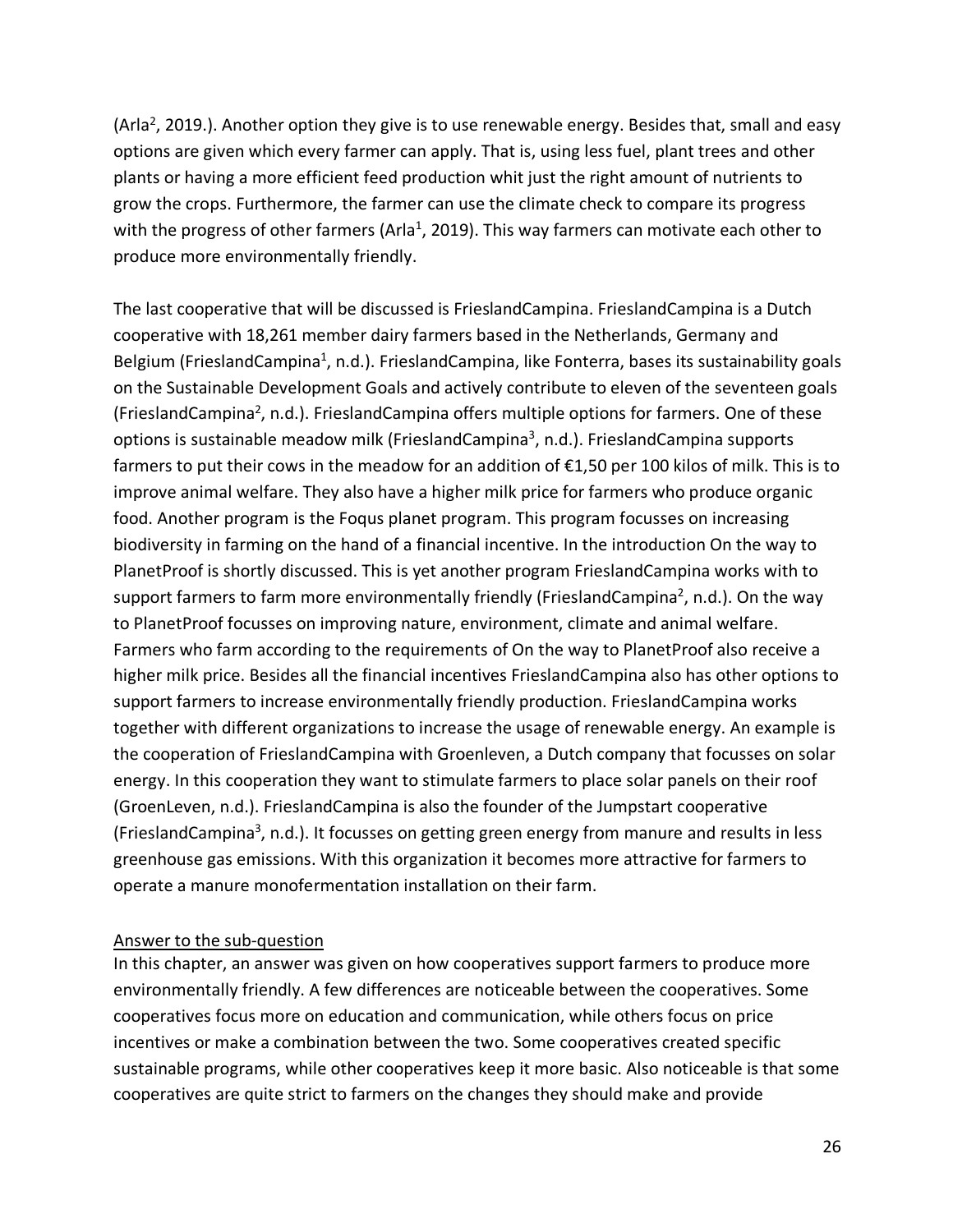(Arla[2], 2019.). Another option they give is to use renewable energy. Besides that, small and easy options are given which every farmer can apply. That is, using less fuel, plant trees and other plants or having a more efficient feed production whit just the right amount of nutrients to grow the crops. Furthermore, the farmer can use the climate check to compare its progress with the progress of other farmers (Arla[1], 2019). This way farmers can motivate each other to produce more environmentally friendly.

The last cooperative that will be discussed is FrieslandCampina. FrieslandCampina is a Dutch cooperative with 18,261 member dairy farmers based in the Netherlands, Germany and Belgium (FrieslandCampina[1], n.d.). FrieslandCampina, like Fonterra, bases its sustainability goals on the Sustainable Development Goals and actively contribute to eleven of the seventeen goals (FrieslandCampina[2], n.d.). FrieslandCampina offers multiple options for farmers. One of these options is sustainable meadow milk (FrieslandCampina[3], n.d.). FrieslandCampina supports farmers to put their cows in the meadow for an addition of €1,50 per 100 kilos of milk. This is to improve animal welfare. They also have a higher milk price for farmers who produce organic food. Another program is the Foqus planet program. This program focusses on increasing biodiversity in farming on the hand of a financial incentive. In the introduction On the way to PlanetProof is shortly discussed. This is yet another program FrieslandCampina works with to support farmers to farm more environmentally friendly (FrieslandCampina[2], n.d.). On the way to PlanetProof focusses on improving nature, environment, climate and animal welfare. Farmers who farm according to the requirements of On the way to PlanetProof also receive a higher milk price. Besides all the financial incentives FrieslandCampina also has other options to support farmers to increase environmentally friendly production. FrieslandCampina works together with different organizations to increase the usage of renewable energy. An example is the cooperation of FrieslandCampina with Groenleven, a Dutch company that focusses on solar energy. In this cooperation they want to stimulate farmers to place solar panels on their roof (GroenLeven, n.d.). FrieslandCampina is also the founder of the Jumpstart cooperative (FrieslandCampina[3], n.d.). It focusses on getting green energy from manure and results in less greenhouse gas emissions. With this organization it becomes more attractive for farmers to operate a manure monofermentation installation on their farm.

<u>Answer to the sub-question</u>

In this chapter, an answer was given on how cooperatives support farmers to produce more environmentally friendly. A few differences are noticeable between the cooperatives. Some cooperatives focus more on education and communication, while others focus on price incentives or make a combination between the two. Some cooperatives created specific sustainable programs, while other cooperatives keep it more basic. Also noticeable is that some cooperatives are quite strict to farmers on the changes they should make and provide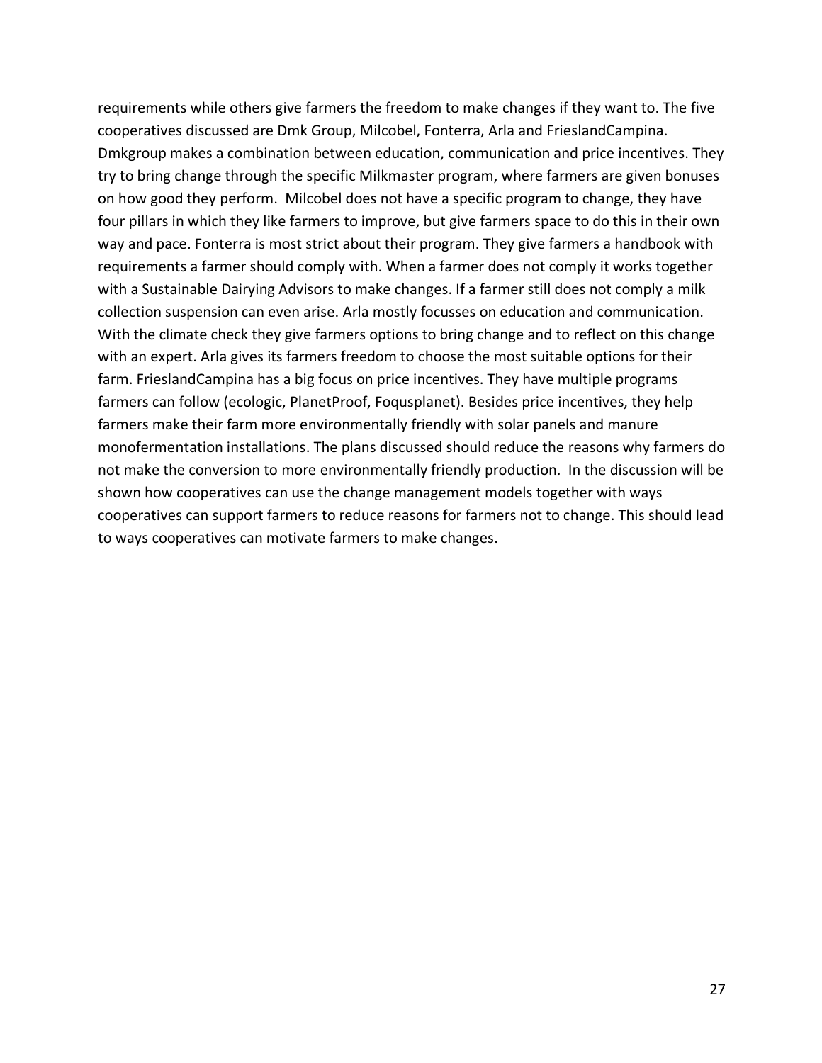requirements while others give farmers the freedom to make changes if they want to. The five cooperatives discussed are Dmk Group, Milcobel, Fonterra, Arla and FrieslandCampina. Dmkgroup makes a combination between education, communication and price incentives. They try to bring change through the specific Milkmaster program, where farmers are given bonuses on how good they perform. Milcobel does not have a specific program to change, they have four pillars in which they like farmers to improve, but give farmers space to do this in their own way and pace. Fonterra is most strict about their program. They give farmers a handbook with requirements a farmer should comply with. When a farmer does not comply it works together with a Sustainable Dairying Advisors to make changes. If a farmer still does not comply a milk collection suspension can even arise. Arla mostly focusses on education and communication. With the climate check they give farmers options to bring change and to reflect on this change with an expert. Arla gives its farmers freedom to choose the most suitable options for their farm. FrieslandCampina has a big focus on price incentives. They have multiple programs farmers can follow (ecologic, PlanetProof, Foqusplanet). Besides price incentives, they help farmers make their farm more environmentally friendly with solar panels and manure monofermentation installations. The plans discussed should reduce the reasons why farmers do not make the conversion to more environmentally friendly production. In the discussion will be shown how cooperatives can use the change management models together with ways cooperatives can support farmers to reduce reasons for farmers not to change. This should lead to ways cooperatives can motivate farmers to make changes.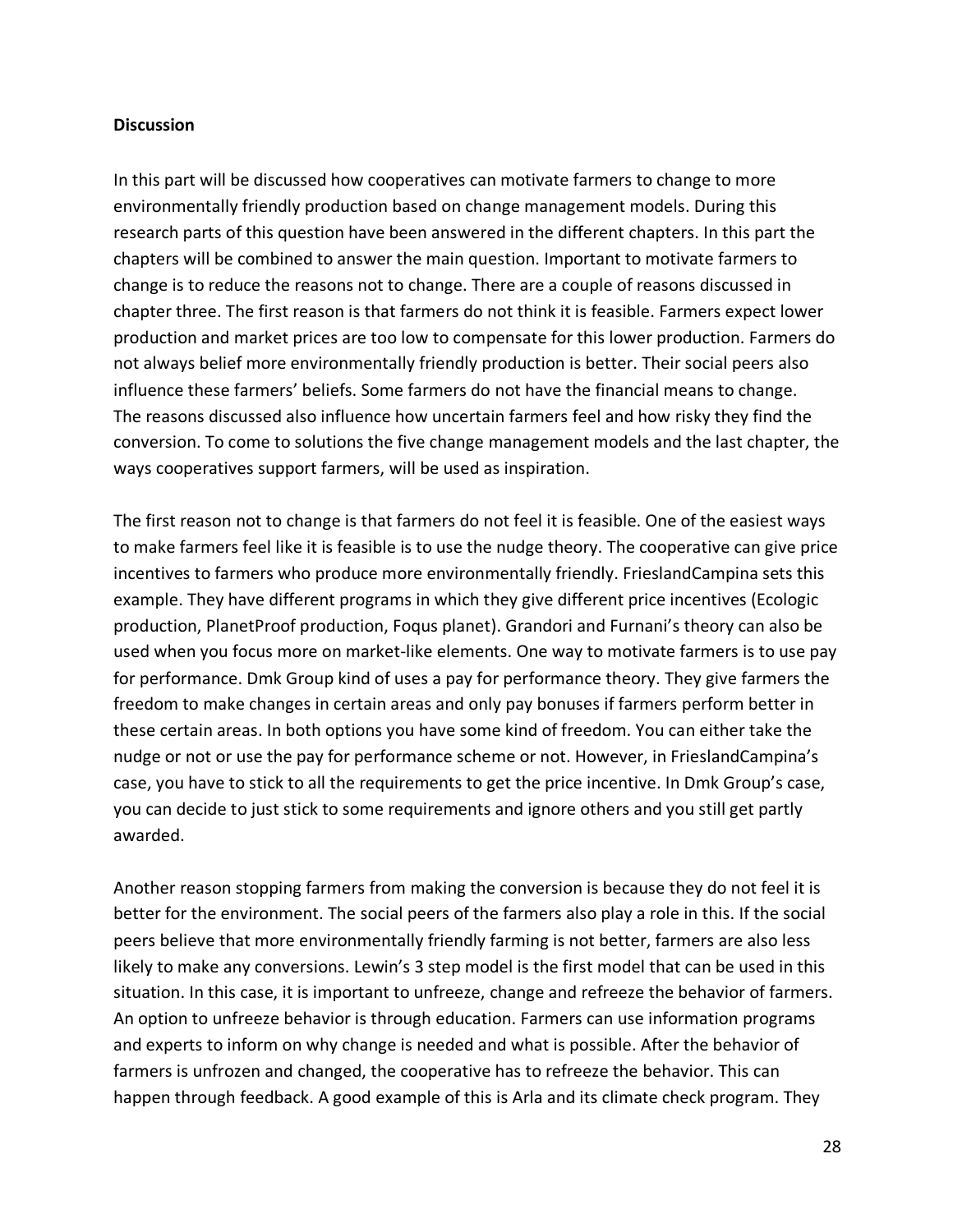**Discussion**

In this part will be discussed how cooperatives can motivate farmers to change to more environmentally friendly production based on change management models. During this research parts of this question have been answered in the different chapters. In this part the chapters will be combined to answer the main question. Important to motivate farmers to change is to reduce the reasons not to change. There are a couple of reasons discussed in chapter three. The first reason is that farmers do not think it is feasible. Farmers expect lower production and market prices are too low to compensate for this lower production. Farmers do not always belief more environmentally friendly production is better. Their social peers also influence these farmers' beliefs. Some farmers do not have the financial means to change. The reasons discussed also influence how uncertain farmers feel and how risky they find the conversion. To come to solutions the five change management models and the last chapter, the ways cooperatives support farmers, will be used as inspiration.

The first reason not to change is that farmers do not feel it is feasible. One of the easiest ways to make farmers feel like it is feasible is to use the nudge theory. The cooperative can give price incentives to farmers who produce more environmentally friendly. FrieslandCampina sets this example. They have different programs in which they give different price incentives (Ecologic production, PlanetProof production, Foqus planet). Grandori and Furnani's theory can also be used when you focus more on market-like elements. One way to motivate farmers is to use pay for performance. Dmk Group kind of uses a pay for performance theory. They give farmers the freedom to make changes in certain areas and only pay bonuses if farmers perform better in these certain areas. In both options you have some kind of freedom. You can either take the nudge or not or use the pay for performance scheme or not. However, in FrieslandCampina's case, you have to stick to all the requirements to get the price incentive. In Dmk Group's case, you can decide to just stick to some requirements and ignore others and you still get partly awarded.

Another reason stopping farmers from making the conversion is because they do not feel it is better for the environment. The social peers of the farmers also play a role in this. If the social peers believe that more environmentally friendly farming is not better, farmers are also less likely to make any conversions. Lewin's 3 step model is the first model that can be used in this situation. In this case, it is important to unfreeze, change and refreeze the behavior of farmers. An option to unfreeze behavior is through education. Farmers can use information programs and experts to inform on why change is needed and what is possible. After the behavior of farmers is unfrozen and changed, the cooperative has to refreeze the behavior. This can happen through feedback. A good example of this is Arla and its climate check program. They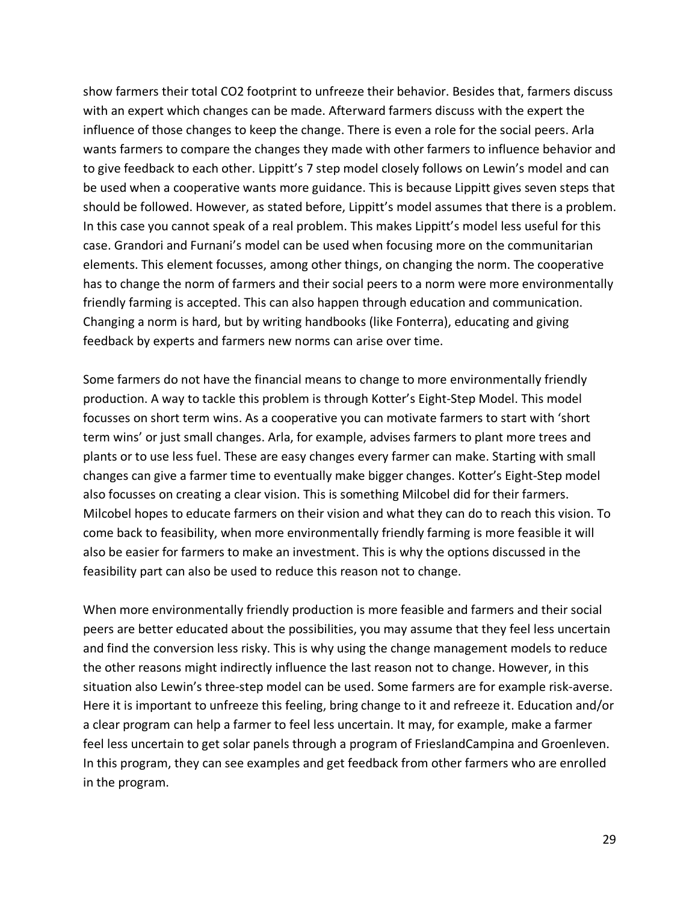show farmers their total $CO_2$ footprint to unfreeze their behavior. Besides that, farmers discuss with an expert which changes can be made. Afterward farmers discuss with the expert the influence of those changes to keep the change. There is even a role for the social peers. Arla wants farmers to compare the changes they made with other farmers to influence behavior and to give feedback to each other. Lippitt's 7 step model closely follows on Lewin's model and can be used when a cooperative wants more guidance. This is because Lippitt gives seven steps that should be followed. However, as stated before, Lippitt's model assumes that there is a problem. In this case you cannot speak of a real problem. This makes Lippitt's model less useful for this case. Grandori and Furnani's model can be used when focusing more on the communitarian elements. This element focusses, among other things, on changing the norm. The cooperative has to change the norm of farmers and their social peers to a norm were more environmentally friendly farming is accepted. This can also happen through education and communication. Changing a norm is hard, but by writing handbooks (like Fonterra), educating and giving feedback by experts and farmers new norms can arise over time.

Some farmers do not have the financial means to change to more environmentally friendly production. A way to tackle this problem is through Kotter's Eight-Step Model. This model focusses on short term wins. As a cooperative you can motivate farmers to start with 'short term wins' or just small changes. Arla, for example, advises farmers to plant more trees and plants or to use less fuel. These are easy changes every farmer can make. Starting with small changes can give a farmer time to eventually make bigger changes. Kotter's Eight-Step model also focusses on creating a clear vision. This is something Milcobel did for their farmers. Milcobel hopes to educate farmers on their vision and what they can do to reach this vision. To come back to feasibility, when more environmentally friendly farming is more feasible it will also be easier for farmers to make an investment. This is why the options discussed in the feasibility part can also be used to reduce this reason not to change.

When more environmentally friendly production is more feasible and farmers and their social peers are better educated about the possibilities, you may assume that they feel less uncertain and find the conversion less risky. This is why using the change management models to reduce the other reasons might indirectly influence the last reason not to change. However, in this situation also Lewin's three-step model can be used. Some farmers are for example risk-averse. Here it is important to unfreeze this feeling, bring change to it and refreeze it. Education and/or a clear program can help a farmer to feel less uncertain. It may, for example, make a farmer feel less uncertain to get solar panels through a program of FrieslandCampina and Groenleven. In this program, they can see examples and get feedback from other farmers who are enrolled in the program.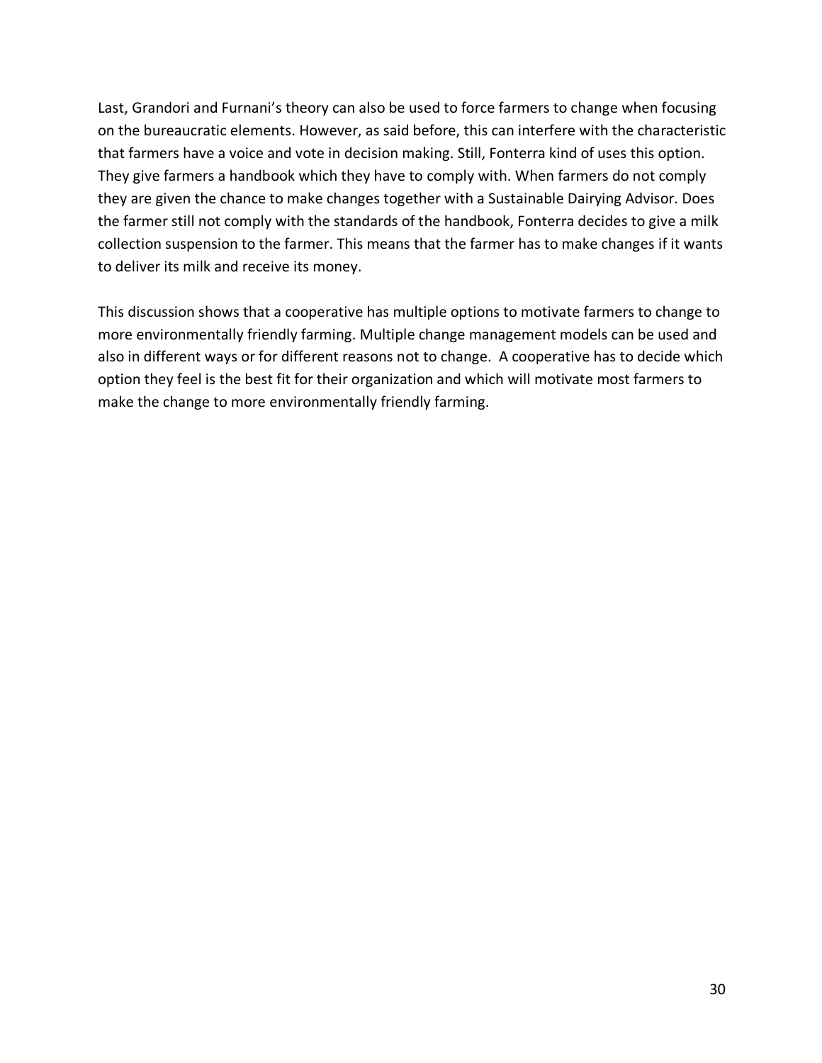Last, Grandori and Furnani's theory can also be used to force farmers to change when focusing on the bureaucratic elements. However, as said before, this can interfere with the characteristic that farmers have a voice and vote in decision making. Still, Fonterra kind of uses this option. They give farmers a handbook which they have to comply with. When farmers do not comply they are given the chance to make changes together with a Sustainable Dairying Advisor. Does the farmer still not comply with the standards of the handbook, Fonterra decides to give a milk collection suspension to the farmer. This means that the farmer has to make changes if it wants to deliver its milk and receive its money.

This discussion shows that a cooperative has multiple options to motivate farmers to change to more environmentally friendly farming. Multiple change management models can be used and also in different ways or for different reasons not to change. A cooperative has to decide which option they feel is the best fit for their organization and which will motivate most farmers to make the change to more environmentally friendly farming.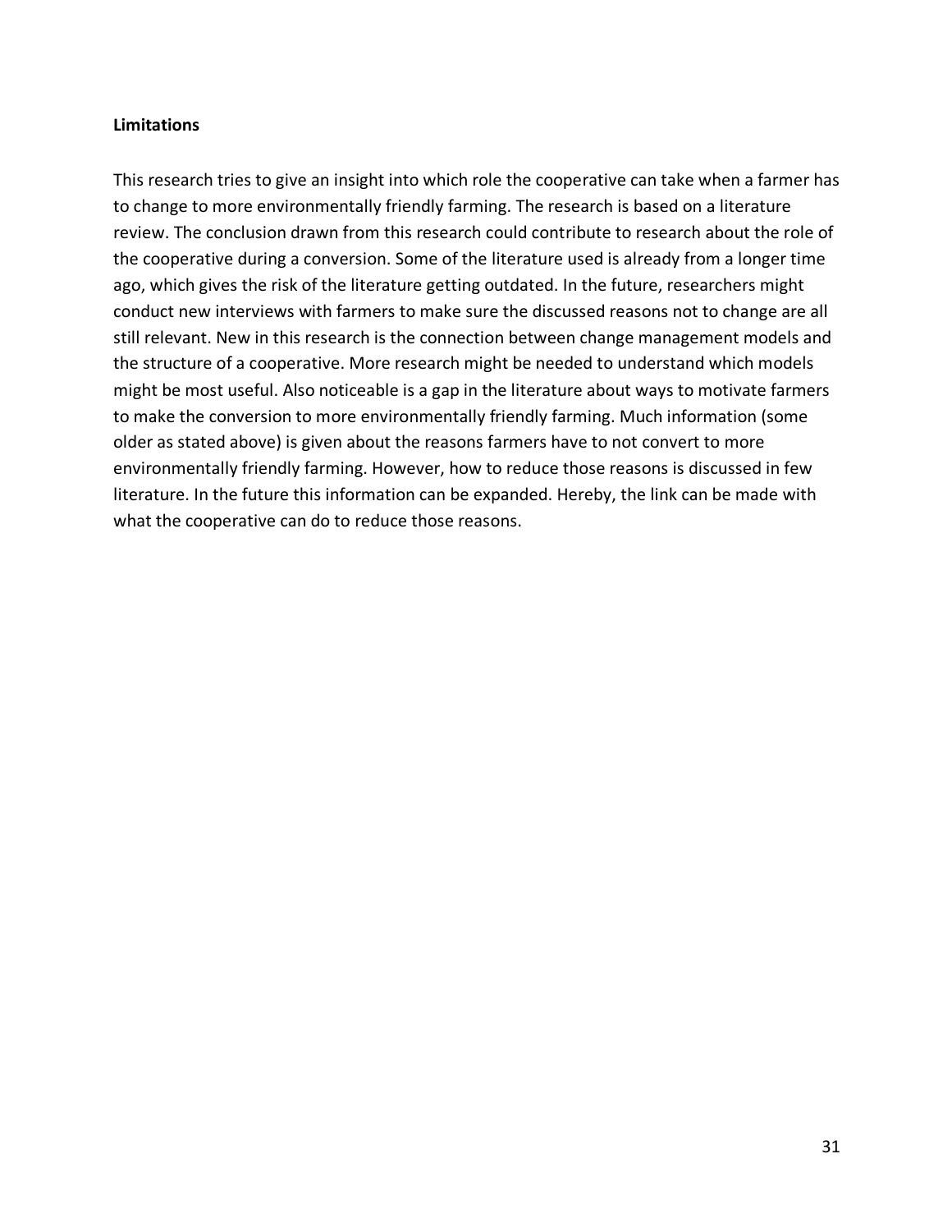**Limitations**

This research tries to give an insight into which role the cooperative can take when a farmer has to change to more environmentally friendly farming. The research is based on a literature review. The conclusion drawn from this research could contribute to research about the role of the cooperative during a conversion. Some of the literature used is already from a longer time ago, which gives the risk of the literature getting outdated. In the future, researchers might conduct new interviews with farmers to make sure the discussed reasons not to change are all still relevant. New in this research is the connection between change management models and the structure of a cooperative. More research might be needed to understand which models might be most useful. Also noticeable is a gap in the literature about ways to motivate farmers to make the conversion to more environmentally friendly farming. Much information (some older as stated above) is given about the reasons farmers have to not convert to more environmentally friendly farming. However, how to reduce those reasons is discussed in few literature. In the future this information can be expanded. Hereby, the link can be made with what the cooperative can do to reduce those reasons.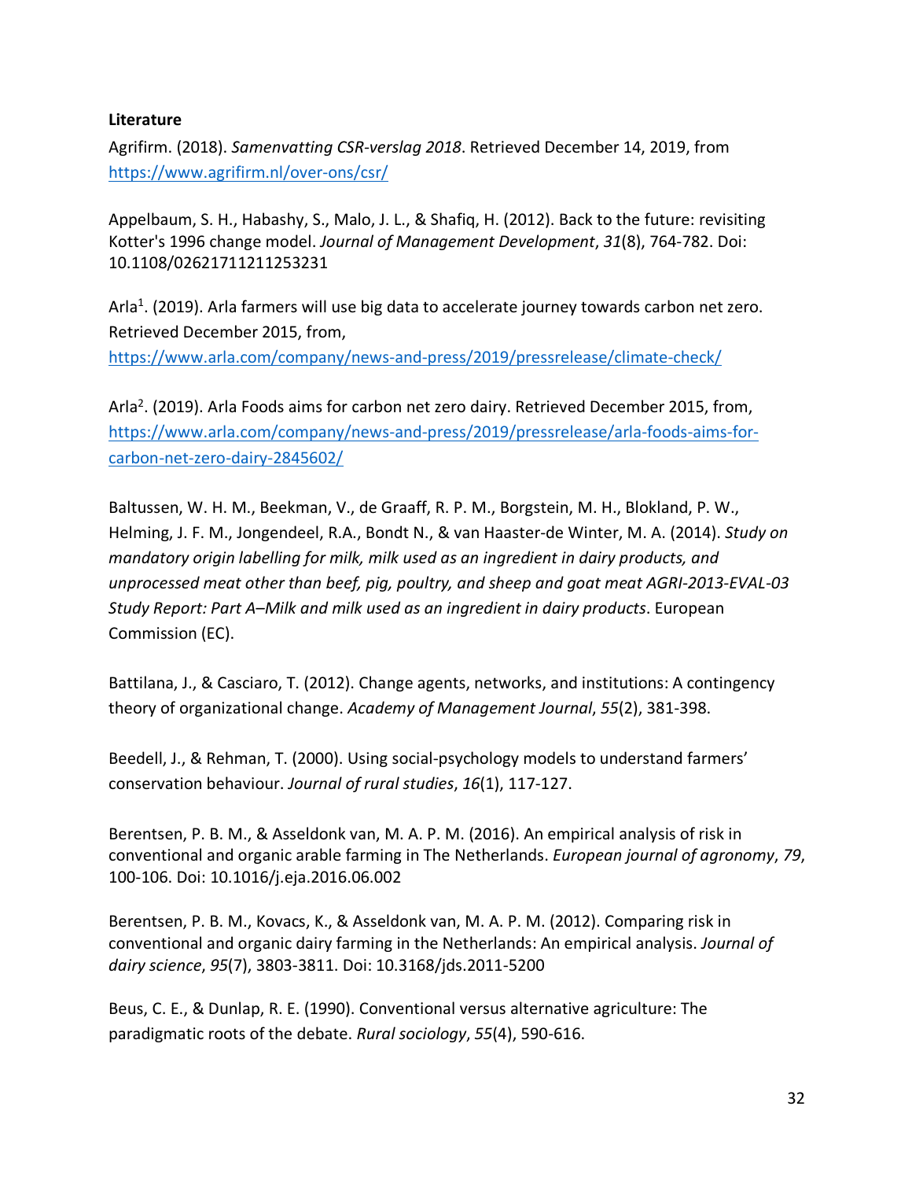**Literature**

Agrifirm. (2018). *Samenvatting CSR-verslag 2018*. Retrieved December 14, 2019, from https://www.agrifirm.nl/over-ons/csr/

Appelbaum, S. H., Habashy, S., Malo, J. L., & Shafiq, H. (2012). Back to the future: revisiting Kotter's 1996 change model. *Journal of Management Development*, *31*(8), 764-782. Doi: 10.1108/02621711211253231

Arla[1]. (2019). Arla farmers will use big data to accelerate journey towards carbon net zero. Retrieved December 2015, from, https://www.arla.com/company/news-and-press/2019/pressrelease/climate-check/

Arla[2]. (2019). Arla Foods aims for carbon net zero dairy. Retrieved December 2015, from, https://www.arla.com/company/news-and-press/2019/pressrelease/arla-foods-aims-for-carbon-net-zero-dairy-2845602/

Baltussen, W. H. M., Beekman, V., de Graaff, R. P. M., Borgstein, M. H., Blokland, P. W., Helming, J. F. M., Jongendeel, R.A., Bondt N., & van Haaster-de Winter, M. A. (2014). *Study on mandatory origin labelling for milk, milk used as an ingredient in dairy products, and unprocessed meat other than beef, pig, poultry, and sheep and goat meat AGRI-2013-EVAL-03 Study Report: Part A–Milk and milk used as an ingredient in dairy products*. European Commission (EC).

Battilana, J., & Casciaro, T. (2012). Change agents, networks, and institutions: A contingency theory of organizational change. *Academy of Management Journal*, *55*(2), 381-398.

Beedell, J., & Rehman, T. (2000). Using social-psychology models to understand farmers' conservation behaviour. *Journal of rural studies*, *16*(1), 117-127.

Berentsen, P. B. M., & Asseldonk van, M. A. P. M. (2016). An empirical analysis of risk in conventional and organic arable farming in The Netherlands. *European journal of agronomy*, *79*, 100-106. Doi: 10.1016/j.eja.2016.06.002

Berentsen, P. B. M., Kovacs, K., & Asseldonk van, M. A. P. M. (2012). Comparing risk in conventional and organic dairy farming in the Netherlands: An empirical analysis. *Journal of dairy science*, *95*(7), 3803-3811. Doi: 10.3168/jds.2011-5200

Beus, C. E., & Dunlap, R. E. (1990). Conventional versus alternative agriculture: The paradigmatic roots of the debate. *Rural sociology*, *55*(4), 590-616.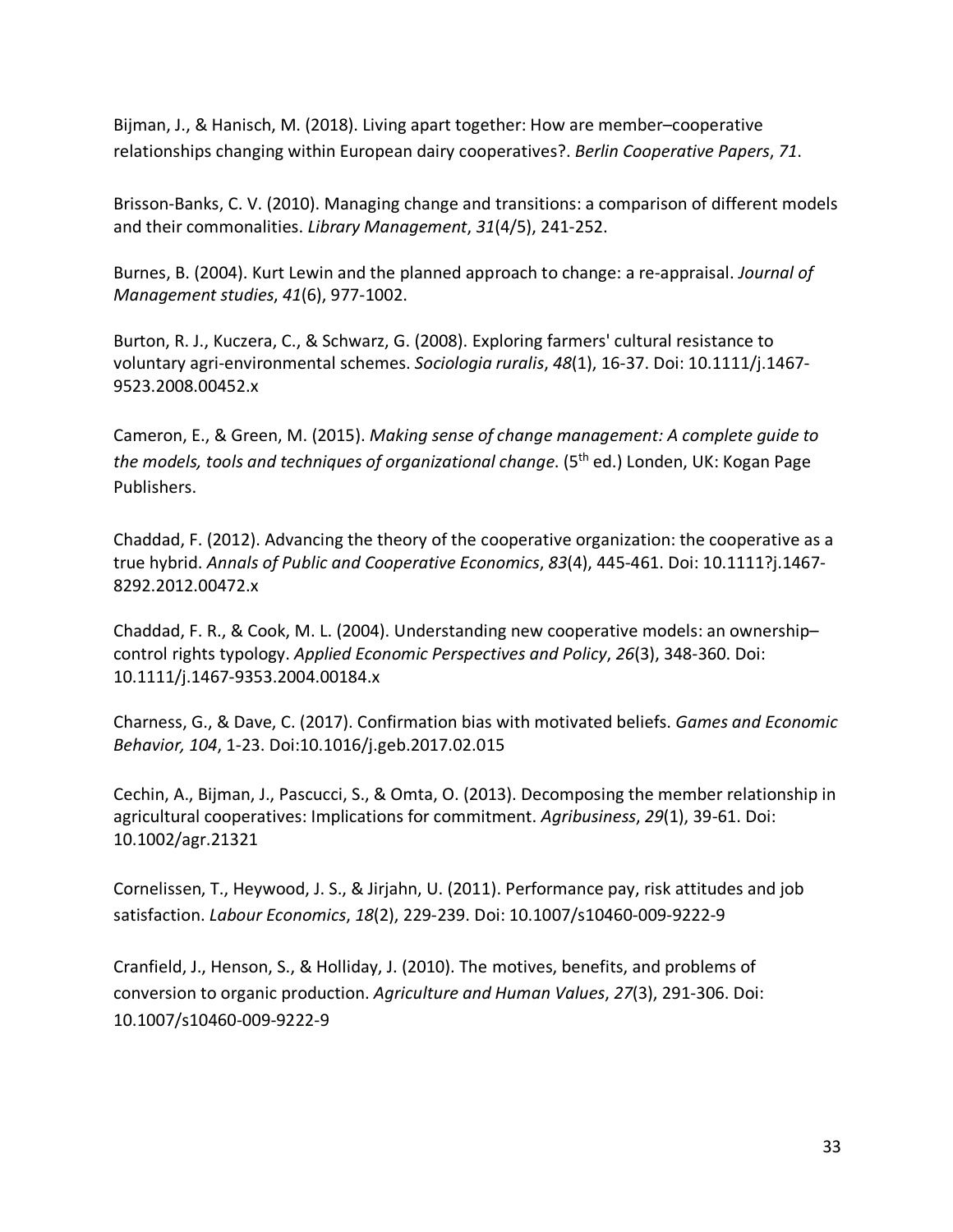Bijman, J., & Hanisch, M. (2018). Living apart together: How are member–cooperative relationships changing within European dairy cooperatives?. *Berlin Cooperative Papers*, *71*.

Brisson-Banks, C. V. (2010). Managing change and transitions: a comparison of different models and their commonalities. *Library Management*, *31*(4/5), 241-252.

Burnes, B. (2004). Kurt Lewin and the planned approach to change: a re-appraisal. *Journal of Management studies*, *41*(6), 977-1002.

Burton, R. J., Kuczera, C., & Schwarz, G. (2008). Exploring farmers' cultural resistance to voluntary agri-environmental schemes. *Sociologia ruralis*, *48*(1), 16-37. Doi: 10.1111/j.1467-9523.2008.00452.x

Cameron, E., & Green, M. (2015). *Making sense of change management: A complete guide to the models, tools and techniques of organizational change*. (5th ed.) Londen, UK: Kogan Page Publishers.

Chaddad, F. (2012). Advancing the theory of the cooperative organization: the cooperative as a true hybrid. *Annals of Public and Cooperative Economics*, *83*(4), 445-461. Doi: 10.1111?j.1467-8292.2012.00472.x

Chaddad, F. R., & Cook, M. L. (2004). Understanding new cooperative models: an ownership–control rights typology. *Applied Economic Perspectives and Policy*, *26*(3), 348-360. Doi: 10.1111/j.1467-9353.2004.00184.x

Charness, G., & Dave, C. (2017). Confirmation bias with motivated beliefs. *Games and Economic Behavior, 104*, 1-23. Doi:10.1016/j.geb.2017.02.015

Cechin, A., Bijman, J., Pascucci, S., & Omta, O. (2013). Decomposing the member relationship in agricultural cooperatives: Implications for commitment. *Agribusiness*, *29*(1), 39-61. Doi: 10.1002/agr.21321

Cornelissen, T., Heywood, J. S., & Jirjahn, U. (2011). Performance pay, risk attitudes and job satisfaction. *Labour Economics*, *18*(2), 229-239. Doi: 10.1007/s10460-009-9222-9

Cranfield, J., Henson, S., & Holliday, J. (2010). The motives, benefits, and problems of conversion to organic production. *Agriculture and Human Values*, *27*(3), 291-306. Doi: 10.1007/s10460-009-9222-9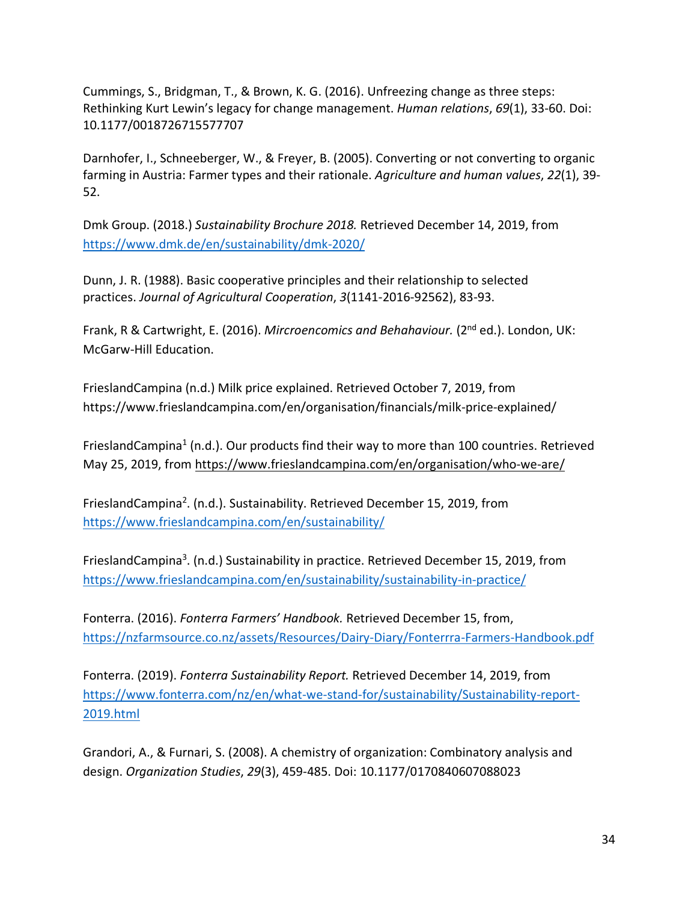Cummings, S., Bridgman, T., & Brown, K. G. (2016). Unfreezing change as three steps: Rethinking Kurt Lewin's legacy for change management. *Human relations*, *69*(1), 33-60. Doi: 10.1177/0018726715577707

Darnhofer, I., Schneeberger, W., & Freyer, B. (2005). Converting or not converting to organic farming in Austria: Farmer types and their rationale. *Agriculture and human values*, *22*(1), 39-52.

Dmk Group. (2018.) *Sustainability Brochure 2018.* Retrieved December 14, 2019, from https://www.dmk.de/en/sustainability/dmk-2020/

Dunn, J. R. (1988). Basic cooperative principles and their relationship to selected practices. *Journal of Agricultural Cooperation*, *3*(1141-2016-92562), 83-93.

Frank, R & Cartwright, E. (2016). *Mircroencomics and Behahaviour.* (2nd ed.). London, UK: McGarw-Hill Education.

FrieslandCampina (n.d.) Milk price explained. Retrieved October 7, 2019, from https://www.frieslandcampina.com/en/organisation/financials/milk-price-explained/

FrieslandCampina[1] (n.d.). Our products find their way to more than 100 countries. Retrieved May 25, 2019, from https://www.frieslandcampina.com/en/organisation/who-we-are/

FrieslandCampina[2]. (n.d.). Sustainability. Retrieved December 15, 2019, from https://www.frieslandcampina.com/en/sustainability/

FrieslandCampina[3]. (n.d.) Sustainability in practice. Retrieved December 15, 2019, from https://www.frieslandcampina.com/en/sustainability/sustainability-in-practice/

Fonterra. (2016). *Fonterra Farmers' Handbook.* Retrieved December 15, from, https://nzfarmsource.co.nz/assets/Resources/Dairy-Diary/Fonterrra-Farmers-Handbook.pdf

Fonterra. (2019). *Fonterra Sustainability Report.* Retrieved December 14, 2019, from https://www.fonterra.com/nz/en/what-we-stand-for/sustainability/Sustainability-report-2019.html

Grandori, A., & Furnari, S. (2008). A chemistry of organization: Combinatory analysis and design. *Organization Studies*, *29*(3), 459-485. Doi: 10.1177/0170840607088023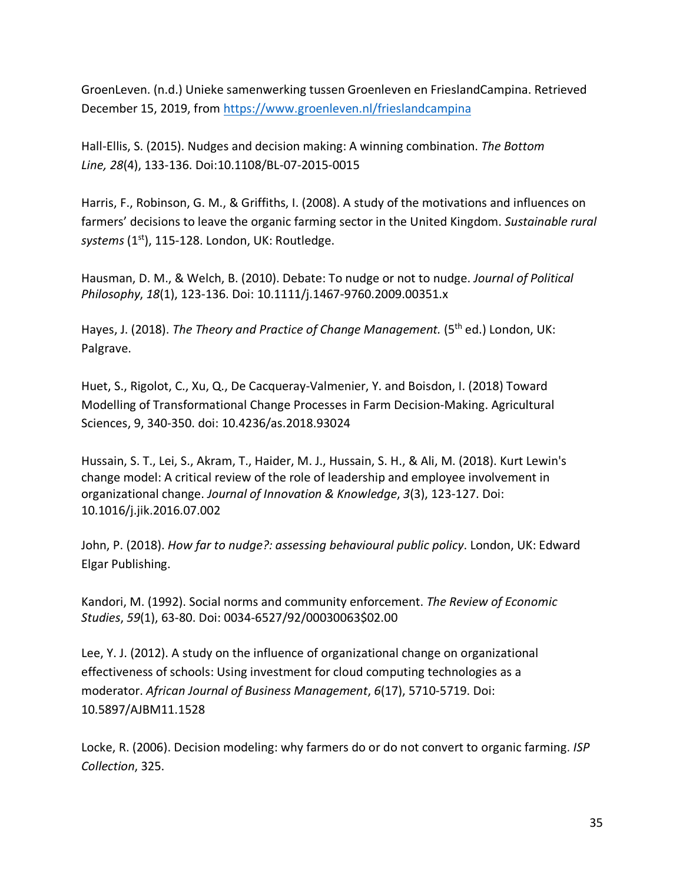GroenLeven. (n.d.) Unieke samenwerking tussen Groenleven en FrieslandCampina. Retrieved December 15, 2019, from https://www.groenleven.nl/frieslandcampina

Hall-Ellis, S. (2015). Nudges and decision making: A winning combination. *The Bottom Line, 28*(4), 133-136. Doi:10.1108/BL-07-2015-0015

Harris, F., Robinson, G. M., & Griffiths, I. (2008). A study of the motivations and influences on farmers' decisions to leave the organic farming sector in the United Kingdom. *Sustainable rural systems* (1st), 115-128. London, UK: Routledge.

Hausman, D. M., & Welch, B. (2010). Debate: To nudge or not to nudge. *Journal of Political Philosophy*, *18*(1), 123-136. Doi: 10.1111/j.1467-9760.2009.00351.x

Hayes, J. (2018). *The Theory and Practice of Change Management.* (5th ed.) London, UK: Palgrave.

Huet, S., Rigolot, C., Xu, Q., De Cacqueray-Valmenier, Y. and Boisdon, I. (2018) Toward Modelling of Transformational Change Processes in Farm Decision-Making. Agricultural Sciences, 9, 340-350. doi: 10.4236/as.2018.93024

Hussain, S. T., Lei, S., Akram, T., Haider, M. J., Hussain, S. H., & Ali, M. (2018). Kurt Lewin's change model: A critical review of the role of leadership and employee involvement in organizational change. *Journal of Innovation & Knowledge*, *3*(3), 123-127. Doi: 10.1016/j.jik.2016.07.002

John, P. (2018). *How far to nudge?: assessing behavioural public policy*. London, UK: Edward Elgar Publishing.

Kandori, M. (1992). Social norms and community enforcement. *The Review of Economic Studies*, *59*(1), 63-80. Doi: 0034-6527/92/00030063$02.00

Lee, Y. J. (2012). A study on the influence of organizational change on organizational effectiveness of schools: Using investment for cloud computing technologies as a moderator. *African Journal of Business Management*, *6*(17), 5710-5719. Doi: 10.5897/AJBM11.1528

Locke, R. (2006). Decision modeling: why farmers do or do not convert to organic farming. *ISP Collection*, 325.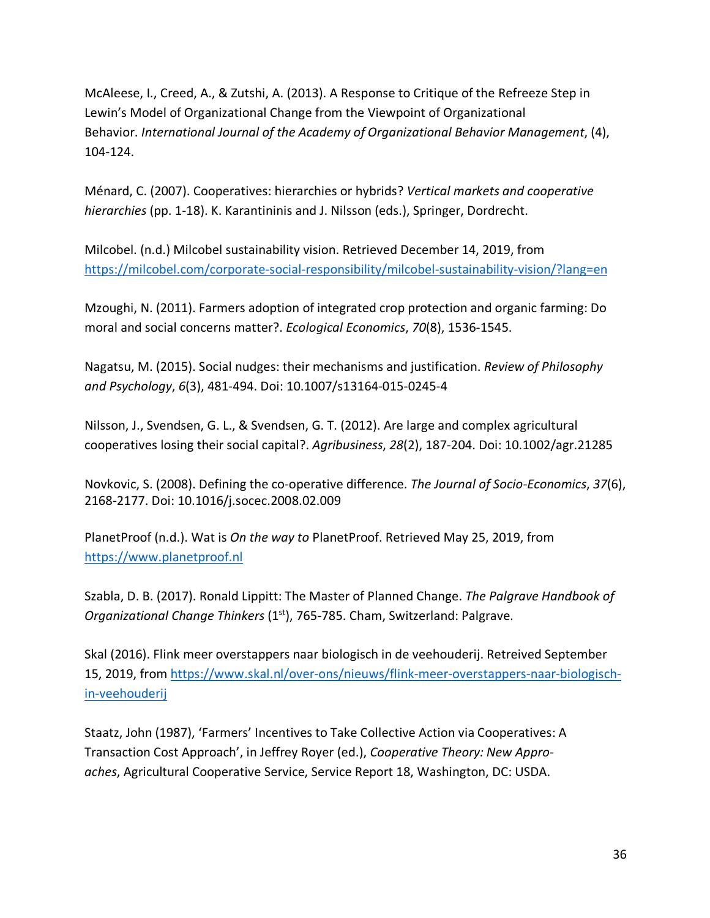McAleese, I., Creed, A., & Zutshi, A. (2013). A Response to Critique of the Refreeze Step in Lewin's Model of Organizational Change from the Viewpoint of Organizational Behavior. *International Journal of the Academy of Organizational Behavior Management*, (4), 104-124.

Ménard, C. (2007). Cooperatives: hierarchies or hybrids? *Vertical markets and cooperative hierarchies* (pp. 1-18). K. Karantininis and J. Nilsson (eds.), Springer, Dordrecht.

Milcobel. (n.d.) Milcobel sustainability vision. Retrieved December 14, 2019, from https://milcobel.com/corporate-social-responsibility/milcobel-sustainability-vision/?lang=en

Mzoughi, N. (2011). Farmers adoption of integrated crop protection and organic farming: Do moral and social concerns matter?. *Ecological Economics*, *70*(8), 1536-1545.

Nagatsu, M. (2015). Social nudges: their mechanisms and justification. *Review of Philosophy and Psychology*, *6*(3), 481-494. Doi: 10.1007/s13164-015-0245-4

Nilsson, J., Svendsen, G. L., & Svendsen, G. T. (2012). Are large and complex agricultural cooperatives losing their social capital?. *Agribusiness*, *28*(2), 187-204. Doi: 10.1002/agr.21285

Novkovic, S. (2008). Defining the co-operative difference. *The Journal of Socio-Economics*, *37*(6), 2168-2177. Doi: 10.1016/j.socec.2008.02.009

PlanetProof (n.d.). Wat is *On the way to* PlanetProof. Retrieved May 25, 2019, from https://www.planetproof.nl

Szabla, D. B. (2017). Ronald Lippitt: The Master of Planned Change. *The Palgrave Handbook of Organizational Change Thinkers* (1st), 765-785. Cham, Switzerland: Palgrave.

Skal (2016). Flink meer overstappers naar biologisch in de veehouderij. Retreived September 15, 2019, from https://www.skal.nl/over-ons/nieuws/flink-meer-overstappers-naar-biologisch-in-veehouderij

Staatz, John (1987), 'Farmers' Incentives to Take Collective Action via Cooperatives: A Transaction Cost Approach', in Jeffrey Royer (ed.), *Cooperative Theory: New Approaches*, Agricultural Cooperative Service, Service Report 18, Washington, DC: USDA.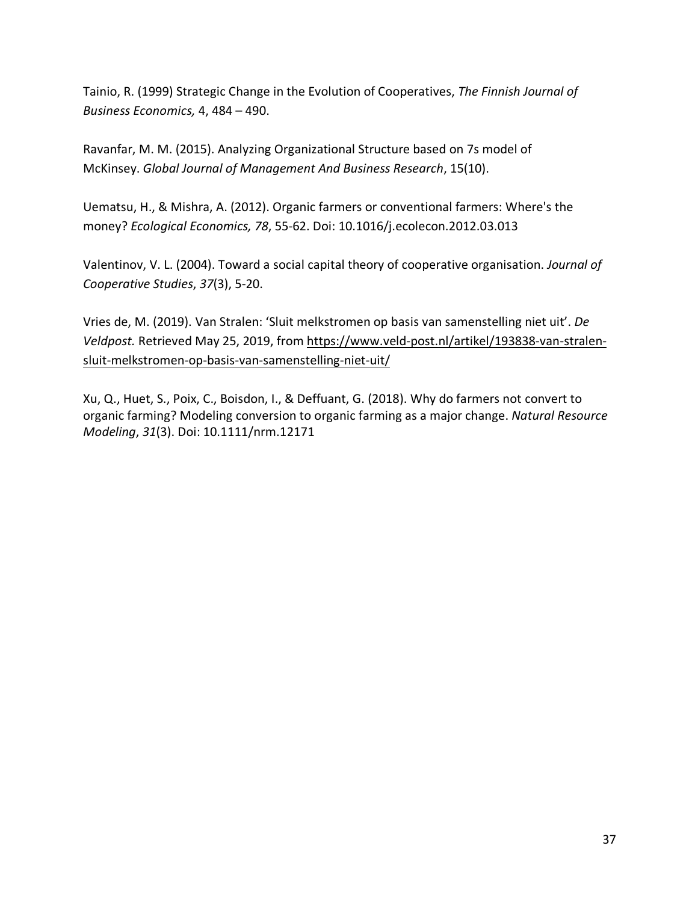Tainio, R. (1999) Strategic Change in the Evolution of Cooperatives, *The Finnish Journal of Business Economics,* 4, 484 – 490.

Ravanfar, M. M. (2015). Analyzing Organizational Structure based on 7s model of McKinsey. *Global Journal of Management And Business Research*, 15(10).

Uematsu, H., & Mishra, A. (2012). Organic farmers or conventional farmers: Where's the money? *Ecological Economics, 78*, 55-62. Doi: 10.1016/j.ecolecon.2012.03.013

Valentinov, V. L. (2004). Toward a social capital theory of cooperative organisation. *Journal of Cooperative Studies*, *37*(3), 5-20.

Vries de, M. (2019). Van Stralen: 'Sluit melkstromen op basis van samenstelling niet uit'. *De Veldpost.* Retrieved May 25, 2019, from https://www.veld-post.nl/artikel/193838-van-stralen-sluit-melkstromen-op-basis-van-samenstelling-niet-uit/

Xu, Q., Huet, S., Poix, C., Boisdon, I., & Deffuant, G. (2018). Why do farmers not convert to organic farming? Modeling conversion to organic farming as a major change. *Natural Resource Modeling*, *31*(3). Doi: 10.1111/nrm.12171